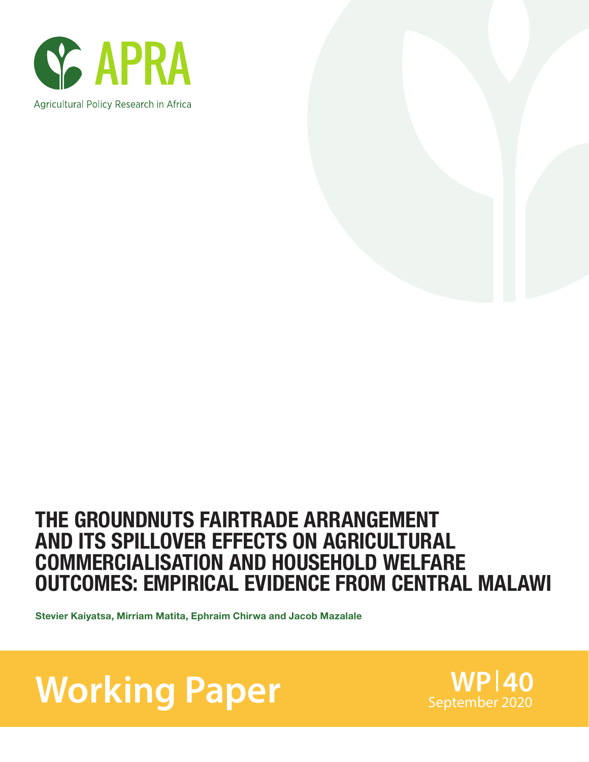APRA

Agricultural Policy Research in Africa

# THE GROUNDNUTS FAIRTRADE ARRANGEMENT AND ITS SPILLOVER EFFECTS ON AGRICULTURAL COMMERCIALISATION AND HOUSEHOLD WELFARE OUTCOMES: EMPIRICAL EVIDENCE FROM CENTRAL MALAWI

**Stevier Kaiyatsa, Mirriam Matita, Ephraim Chirwa and Jacob Mazalale**

**Working Paper**

**WP|40**
September 2020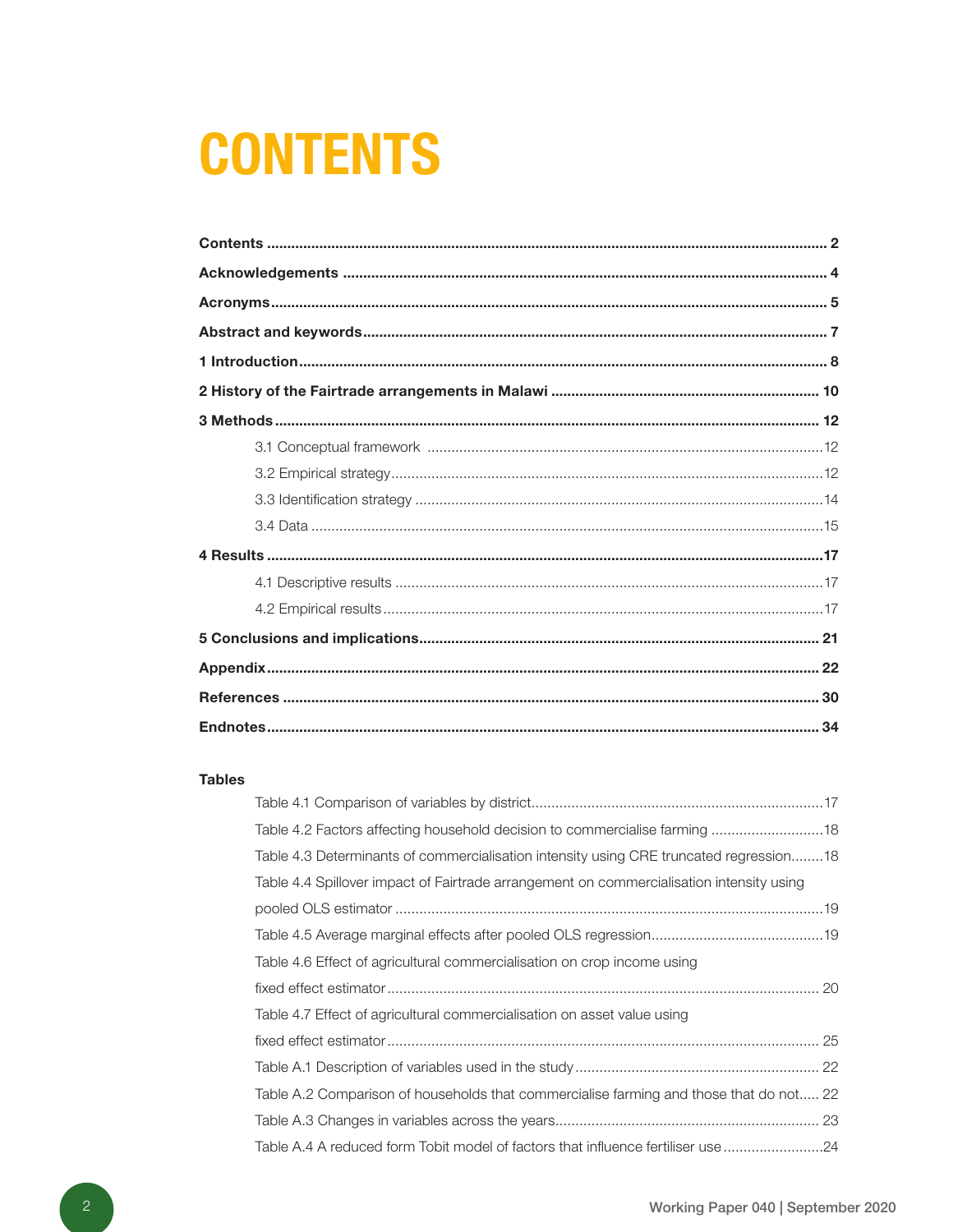# CONTENTS

**Contents** ........ 2

**Acknowledgements** ........ 4

**Acronyms** ........ 5

**Abstract and keywords** ........ 7

**1 Introduction** ........ 8

**2 History of the Fairtrade arrangements in Malawi** ........ 10

**3 Methods** ........ 12

- 3.1 Conceptual framework ........ 12
- 3.2 Empirical strategy ........ 12
- 3.3 Identification strategy ........ 14
- 3.4 Data ........ 15

**4 Results** ........ 17

- 4.1 Descriptive results ........ 17
- 4.2 Empirical results ........ 17

**5 Conclusions and implications** ........ 21

**Appendix** ........ 22

**References** ........ 30

**Endnotes** ........ 34

**Tables**

- Table 4.1 Comparison of variables by district ........ 17
- Table 4.2 Factors affecting household decision to commercialise farming ........ 18
- Table 4.3 Determinants of commercialisation intensity using CRE truncated regression ........ 18
- Table 4.4 Spillover impact of Fairtrade arrangement on commercialisation intensity using pooled OLS estimator ........ 19
- Table 4.5 Average marginal effects after pooled OLS regression ........ 19
- Table 4.6 Effect of agricultural commercialisation on crop income using fixed effect estimator ........ 20
- Table 4.7 Effect of agricultural commercialisation on asset value using fixed effect estimator ........ 25
- Table A.1 Description of variables used in the study ........ 22
- Table A.2 Comparison of households that commercialise farming and those that do not ........ 22
- Table A.3 Changes in variables across the years ........ 23
- Table A.4 A reduced form Tobit model of factors that influence fertiliser use ........ 24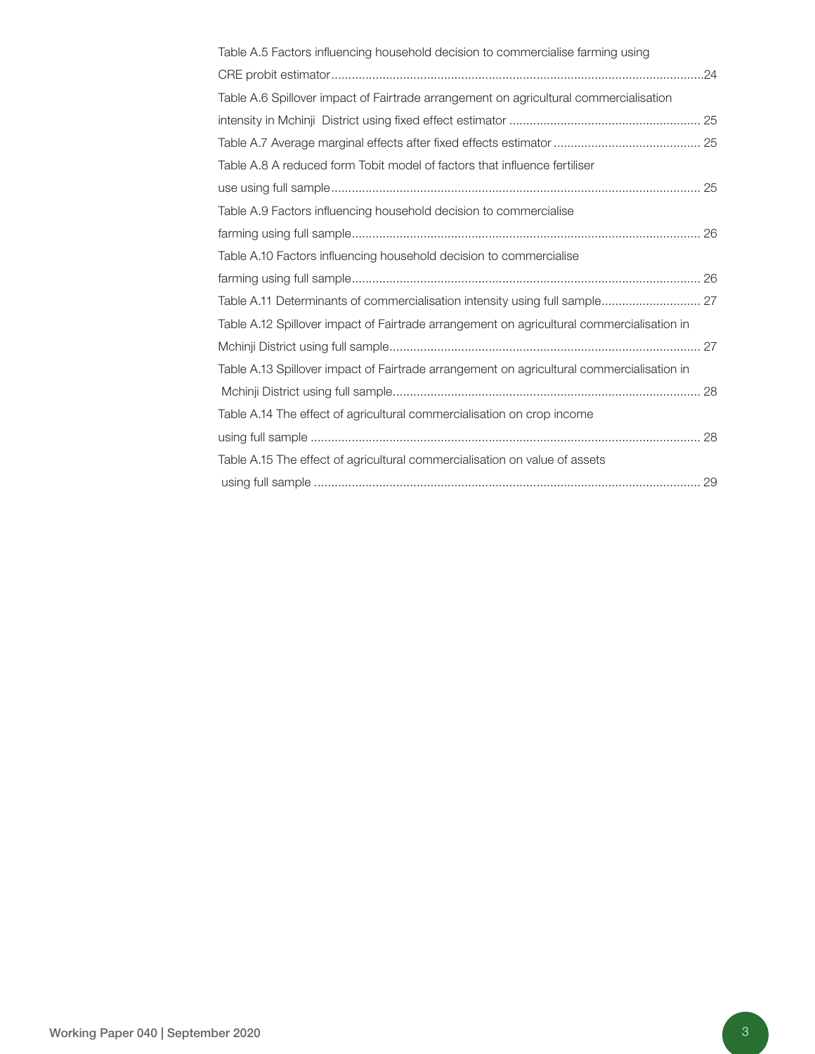Table A.5 Factors influencing household decision to commercialise farming using CRE probit estimator ....24

Table A.6 Spillover impact of Fairtrade arrangement on agricultural commercialisation intensity in Mchinji District using fixed effect estimator .... 25

Table A.7 Average marginal effects after fixed effects estimator .... 25

Table A.8 A reduced form Tobit model of factors that influence fertiliser use using full sample .... 25

Table A.9 Factors influencing household decision to commercialise farming using full sample .... 26

Table A.10 Factors influencing household decision to commercialise farming using full sample .... 26

Table A.11 Determinants of commercialisation intensity using full sample .... 27

Table A.12 Spillover impact of Fairtrade arrangement on agricultural commercialisation in Mchinji District using full sample .... 27

Table A.13 Spillover impact of Fairtrade arrangement on agricultural commercialisation in Mchinji District using full sample .... 28

Table A.14 The effect of agricultural commercialisation on crop income using full sample .... 28

Table A.15 The effect of agricultural commercialisation on value of assets using full sample .... 29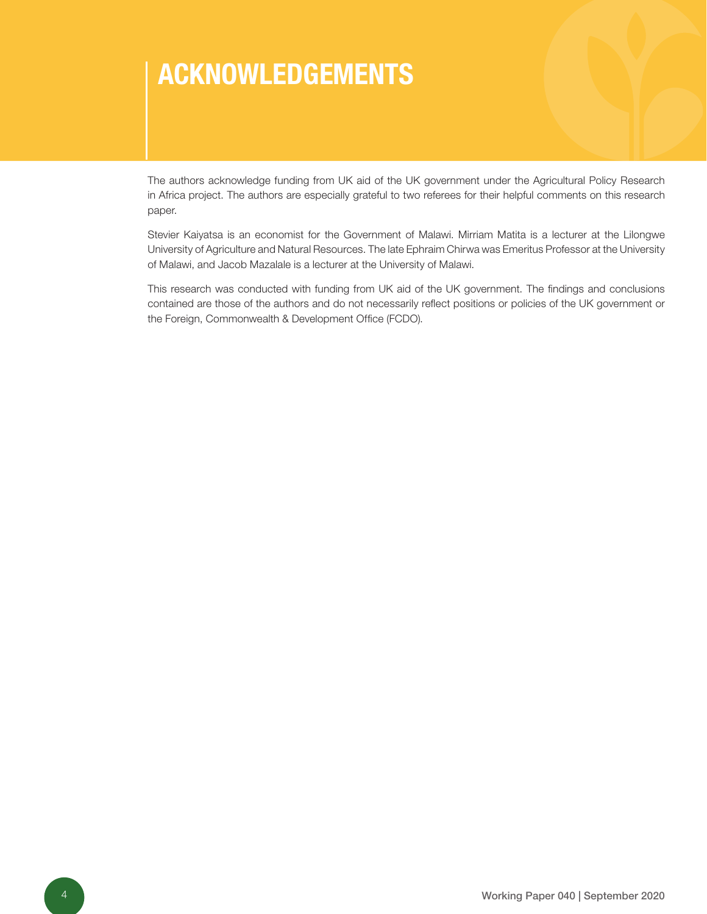# ACKNOWLEDGEMENTS

The authors acknowledge funding from UK aid of the UK government under the Agricultural Policy Research in Africa project. The authors are especially grateful to two referees for their helpful comments on this research paper.

Stevier Kaiyatsa is an economist for the Government of Malawi. Mirriam Matita is a lecturer at the Lilongwe University of Agriculture and Natural Resources. The late Ephraim Chirwa was Emeritus Professor at the University of Malawi, and Jacob Mazalale is a lecturer at the University of Malawi.

This research was conducted with funding from UK aid of the UK government. The findings and conclusions contained are those of the authors and do not necessarily reflect positions or policies of the UK government or the Foreign, Commonwealth & Development Office (FCDO).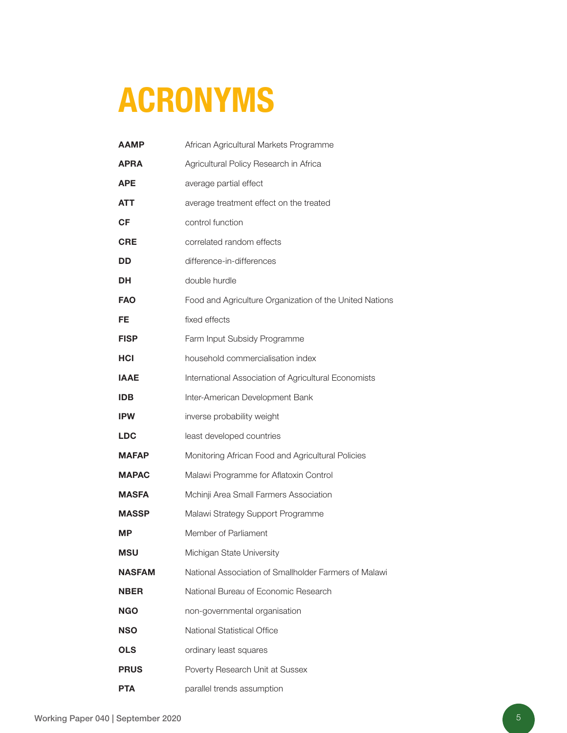# ACRONYMS

| | |
|---|---|
| **AAMP** | African Agricultural Markets Programme |
| **APRA** | Agricultural Policy Research in Africa |
| **APE** | average partial effect |
| **ATT** | average treatment effect on the treated |
| **CF** | control function |
| **CRE** | correlated random effects |
| **DD** | difference-in-differences |
| **DH** | double hurdle |
| **FAO** | Food and Agriculture Organization of the United Nations |
| **FE** | fixed effects |
| **FISP** | Farm Input Subsidy Programme |
| **HCI** | household commercialisation index |
| **IAAE** | International Association of Agricultural Economists |
| **IDB** | Inter-American Development Bank |
| **IPW** | inverse probability weight |
| **LDC** | least developed countries |
| **MAFAP** | Monitoring African Food and Agricultural Policies |
| **MAPAC** | Malawi Programme for Aflatoxin Control |
| **MASFA** | Mchinji Area Small Farmers Association |
| **MASSP** | Malawi Strategy Support Programme |
| **MP** | Member of Parliament |
| **MSU** | Michigan State University |
| **NASFAM** | National Association of Smallholder Farmers of Malawi |
| **NBER** | National Bureau of Economic Research |
| **NGO** | non-governmental organisation |
| **NSO** | National Statistical Office |
| **OLS** | ordinary least squares |
| **PRUS** | Poverty Research Unit at Sussex |
| **PTA** | parallel trends assumption |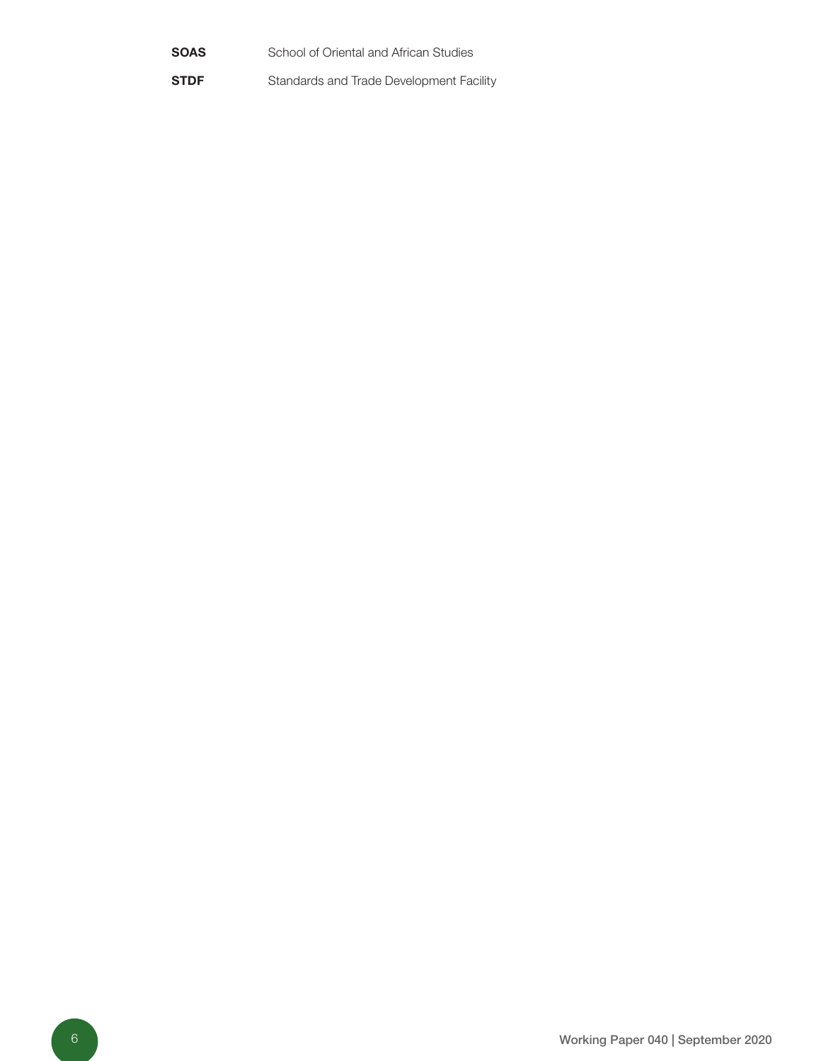| | |
|---|---|
| **SOAS** | School of Oriental and African Studies |
| **STDF** | Standards and Trade Development Facility |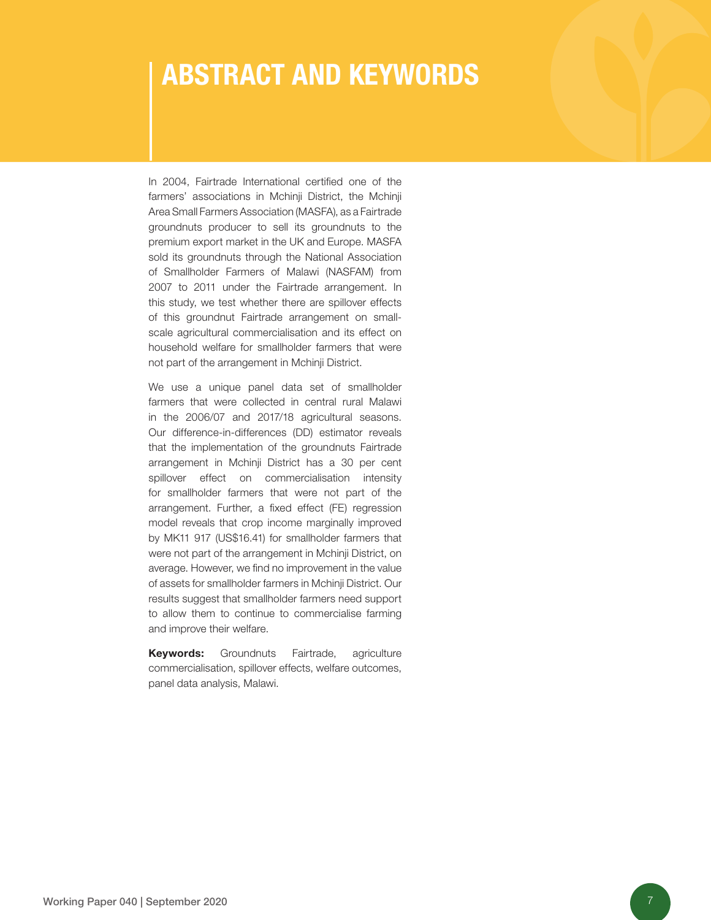# ABSTRACT AND KEYWORDS

In 2004, Fairtrade International certified one of the farmers' associations in Mchinji District, the Mchinji Area Small Farmers Association (MASFA), as a Fairtrade groundnuts producer to sell its groundnuts to the premium export market in the UK and Europe. MASFA sold its groundnuts through the National Association of Smallholder Farmers of Malawi (NASFAM) from 2007 to 2011 under the Fairtrade arrangement. In this study, we test whether there are spillover effects of this groundnut Fairtrade arrangement on small-scale agricultural commercialisation and its effect on household welfare for smallholder farmers that were not part of the arrangement in Mchinji District.

We use a unique panel data set of smallholder farmers that were collected in central rural Malawi in the 2006/07 and 2017/18 agricultural seasons. Our difference-in-differences (DD) estimator reveals that the implementation of the groundnuts Fairtrade arrangement in Mchinji District has a 30 per cent spillover effect on commercialisation intensity for smallholder farmers that were not part of the arrangement. Further, a fixed effect (FE) regression model reveals that crop income marginally improved by MK11 917 (US$16.41) for smallholder farmers that were not part of the arrangement in Mchinji District, on average. However, we find no improvement in the value of assets for smallholder farmers in Mchinji District. Our results suggest that smallholder farmers need support to allow them to continue to commercialise farming and improve their welfare.

**Keywords:** Groundnuts Fairtrade, agriculture commercialisation, spillover effects, welfare outcomes, panel data analysis, Malawi.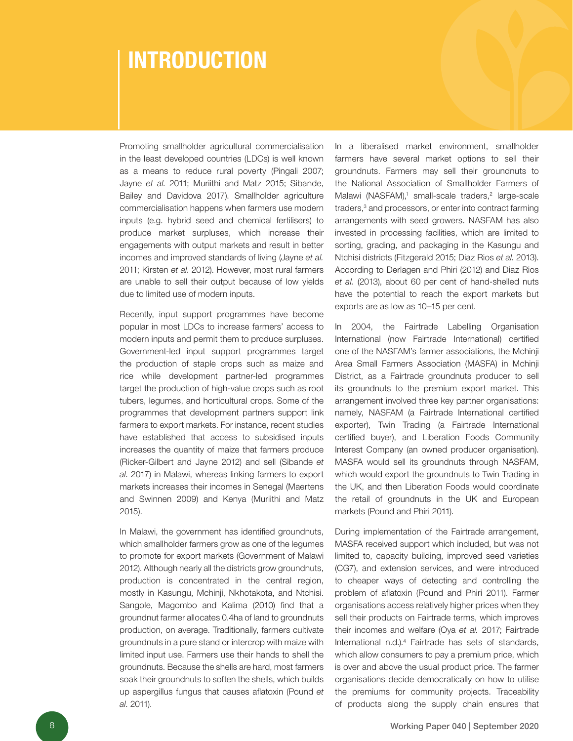# INTRODUCTION

Promoting smallholder agricultural commercialisation in the least developed countries (LDCs) is well known as a means to reduce rural poverty (Pingali 2007; Jayne *et al.* 2011; Muriithi and Matz 2015; Sibande, Bailey and Davidova 2017). Smallholder agriculture commercialisation happens when farmers use modern inputs (e.g. hybrid seed and chemical fertilisers) to produce market surpluses, which increase their engagements with output markets and result in better incomes and improved standards of living (Jayne *et al.* 2011; Kirsten *et al.* 2012). However, most rural farmers are unable to sell their output because of low yields due to limited use of modern inputs.

Recently, input support programmes have become popular in most LDCs to increase farmers' access to modern inputs and permit them to produce surpluses. Government-led input support programmes target the production of staple crops such as maize and rice while development partner-led programmes target the production of high-value crops such as root tubers, legumes, and horticultural crops. Some of the programmes that development partners support link farmers to export markets. For instance, recent studies have established that access to subsidised inputs increases the quantity of maize that farmers produce (Ricker-Gilbert and Jayne 2012) and sell (Sibande *et al*. 2017) in Malawi, whereas linking farmers to export markets increases their incomes in Senegal (Maertens and Swinnen 2009) and Kenya (Muriithi and Matz 2015).

In Malawi, the government has identified groundnuts, which smallholder farmers grow as one of the legumes to promote for export markets (Government of Malawi 2012). Although nearly all the districts grow groundnuts, production is concentrated in the central region, mostly in Kasungu, Mchinji, Nkhotakota, and Ntchisi. Sangole, Magombo and Kalima (2010) find that a groundnut farmer allocates 0.4ha of land to groundnuts production, on average. Traditionally, farmers cultivate groundnuts in a pure stand or intercrop with maize with limited input use. Farmers use their hands to shell the groundnuts. Because the shells are hard, most farmers soak their groundnuts to soften the shells, which builds up aspergillus fungus that causes aflatoxin (Pound *et al*. 2011).

In a liberalised market environment, smallholder farmers have several market options to sell their groundnuts. Farmers may sell their groundnuts to the National Association of Smallholder Farmers of Malawi (NASFAM),[1] small-scale traders,[2] large-scale traders,[3] and processors, or enter into contract farming arrangements with seed growers. NASFAM has also invested in processing facilities, which are limited to sorting, grading, and packaging in the Kasungu and Ntchisi districts (Fitzgerald 2015; Diaz Rios *et al.* 2013). According to Derlagen and Phiri (2012) and Diaz Rios *et al.* (2013), about 60 per cent of hand-shelled nuts have the potential to reach the export markets but exports are as low as 10–15 per cent.

In 2004, the Fairtrade Labelling Organisation International (now Fairtrade International) certified one of the NASFAM's farmer associations, the Mchinji Area Small Farmers Association (MASFA) in Mchinji District, as a Fairtrade groundnuts producer to sell its groundnuts to the premium export market. This arrangement involved three key partner organisations: namely, NASFAM (a Fairtrade International certified exporter), Twin Trading (a Fairtrade International certified buyer), and Liberation Foods Community Interest Company (an owned producer organisation). MASFA would sell its groundnuts through NASFAM, which would export the groundnuts to Twin Trading in the UK, and then Liberation Foods would coordinate the retail of groundnuts in the UK and European markets (Pound and Phiri 2011).

During implementation of the Fairtrade arrangement, MASFA received support which included, but was not limited to, capacity building, improved seed varieties (CG7), and extension services, and were introduced to cheaper ways of detecting and controlling the problem of aflatoxin (Pound and Phiri 2011). Farmer organisations access relatively higher prices when they sell their products on Fairtrade terms, which improves their incomes and welfare (Oya *et al.* 2017; Fairtrade International n.d.).[4] Fairtrade has sets of standards, which allow consumers to pay a premium price, which is over and above the usual product price. The farmer organisations decide democratically on how to utilise the premiums for community projects. Traceability of products along the supply chain ensures that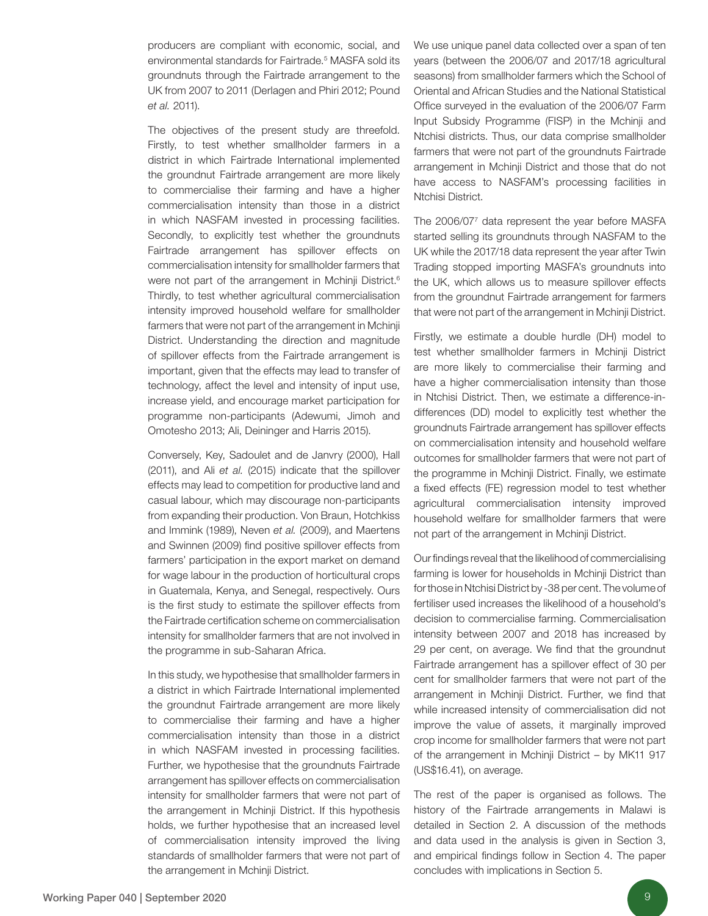producers are compliant with economic, social, and environmental standards for Fairtrade.[5] MASFA sold its groundnuts through the Fairtrade arrangement to the UK from 2007 to 2011 (Derlagen and Phiri 2012; Pound *et al.* 2011).

The objectives of the present study are threefold. Firstly, to test whether smallholder farmers in a district in which Fairtrade International implemented the groundnut Fairtrade arrangement are more likely to commercialise their farming and have a higher commercialisation intensity than those in a district in which NASFAM invested in processing facilities. Secondly, to explicitly test whether the groundnuts Fairtrade arrangement has spillover effects on commercialisation intensity for smallholder farmers that were not part of the arrangement in Mchinji District.[6] Thirdly, to test whether agricultural commercialisation intensity improved household welfare for smallholder farmers that were not part of the arrangement in Mchinji District. Understanding the direction and magnitude of spillover effects from the Fairtrade arrangement is important, given that the effects may lead to transfer of technology, affect the level and intensity of input use, increase yield, and encourage market participation for programme non-participants (Adewumi, Jimoh and Omotesho 2013; Ali, Deininger and Harris 2015).

Conversely, Key, Sadoulet and de Janvry (2000), Hall (2011), and Ali *et al.* (2015) indicate that the spillover effects may lead to competition for productive land and casual labour, which may discourage non-participants from expanding their production. Von Braun, Hotchkiss and Immink (1989), Neven *et al.* (2009), and Maertens and Swinnen (2009) find positive spillover effects from farmers' participation in the export market on demand for wage labour in the production of horticultural crops in Guatemala, Kenya, and Senegal, respectively. Ours is the first study to estimate the spillover effects from the Fairtrade certification scheme on commercialisation intensity for smallholder farmers that are not involved in the programme in sub-Saharan Africa.

In this study, we hypothesise that smallholder farmers in a district in which Fairtrade International implemented the groundnut Fairtrade arrangement are more likely to commercialise their farming and have a higher commercialisation intensity than those in a district in which NASFAM invested in processing facilities. Further, we hypothesise that the groundnuts Fairtrade arrangement has spillover effects on commercialisation intensity for smallholder farmers that were not part of the arrangement in Mchinji District. If this hypothesis holds, we further hypothesise that an increased level of commercialisation intensity improved the living standards of smallholder farmers that were not part of the arrangement in Mchinji District.

We use unique panel data collected over a span of ten years (between the 2006/07 and 2017/18 agricultural seasons) from smallholder farmers which the School of Oriental and African Studies and the National Statistical Office surveyed in the evaluation of the 2006/07 Farm Input Subsidy Programme (FISP) in the Mchinji and Ntchisi districts. Thus, our data comprise smallholder farmers that were not part of the groundnuts Fairtrade arrangement in Mchinji District and those that do not have access to NASFAM's processing facilities in Ntchisi District.

The 2006/07[7] data represent the year before MASFA started selling its groundnuts through NASFAM to the UK while the 2017/18 data represent the year after Twin Trading stopped importing MASFA's groundnuts into the UK, which allows us to measure spillover effects from the groundnut Fairtrade arrangement for farmers that were not part of the arrangement in Mchinji District.

Firstly, we estimate a double hurdle (DH) model to test whether smallholder farmers in Mchinji District are more likely to commercialise their farming and have a higher commercialisation intensity than those in Ntchisi District. Then, we estimate a difference-in-differences (DD) model to explicitly test whether the groundnuts Fairtrade arrangement has spillover effects on commercialisation intensity and household welfare outcomes for smallholder farmers that were not part of the programme in Mchinji District. Finally, we estimate a fixed effects (FE) regression model to test whether agricultural commercialisation intensity improved household welfare for smallholder farmers that were not part of the arrangement in Mchinji District.

Our findings reveal that the likelihood of commercialising farming is lower for households in Mchinji District than for those in Ntchisi District by -38 per cent. The volume of fertiliser used increases the likelihood of a household's decision to commercialise farming. Commercialisation intensity between 2007 and 2018 has increased by 29 per cent, on average. We find that the groundnut Fairtrade arrangement has a spillover effect of 30 per cent for smallholder farmers that were not part of the arrangement in Mchinji District. Further, we find that while increased intensity of commercialisation did not improve the value of assets, it marginally improved crop income for smallholder farmers that were not part of the arrangement in Mchinji District – by MK11 917 (US$16.41), on average.

The rest of the paper is organised as follows. The history of the Fairtrade arrangements in Malawi is detailed in Section 2. A discussion of the methods and data used in the analysis is given in Section 3, and empirical findings follow in Section 4. The paper concludes with implications in Section 5.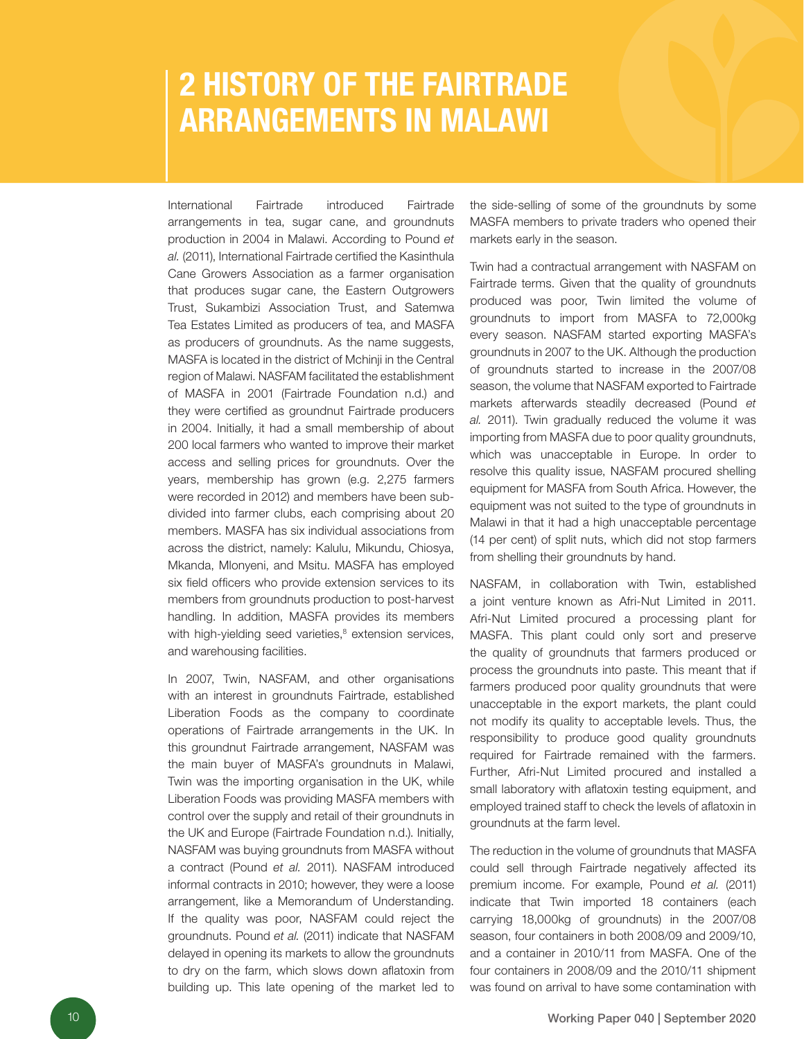# 2 HISTORY OF THE FAIRTRADE ARRANGEMENTS IN MALAWI

International Fairtrade introduced Fairtrade arrangements in tea, sugar cane, and groundnuts production in 2004 in Malawi. According to Pound *et al.* (2011), International Fairtrade certified the Kasinthula Cane Growers Association as a farmer organisation that produces sugar cane, the Eastern Outgrowers Trust, Sukambizi Association Trust, and Satemwa Tea Estates Limited as producers of tea, and MASFA as producers of groundnuts. As the name suggests, MASFA is located in the district of Mchinji in the Central region of Malawi. NASFAM facilitated the establishment of MASFA in 2001 (Fairtrade Foundation n.d.) and they were certified as groundnut Fairtrade producers in 2004. Initially, it had a small membership of about 200 local farmers who wanted to improve their market access and selling prices for groundnuts. Over the years, membership has grown (e.g. 2,275 farmers were recorded in 2012) and members have been sub-divided into farmer clubs, each comprising about 20 members. MASFA has six individual associations from across the district, namely: Kalulu, Mikundu, Chiosya, Mkanda, Mlonyeni, and Msitu. MASFA has employed six field officers who provide extension services to its members from groundnuts production to post-harvest handling. In addition, MASFA provides its members with high-yielding seed varieties,[8] extension services, and warehousing facilities.

In 2007, Twin, NASFAM, and other organisations with an interest in groundnuts Fairtrade, established Liberation Foods as the company to coordinate operations of Fairtrade arrangements in the UK. In this groundnut Fairtrade arrangement, NASFAM was the main buyer of MASFA's groundnuts in Malawi, Twin was the importing organisation in the UK, while Liberation Foods was providing MASFA members with control over the supply and retail of their groundnuts in the UK and Europe (Fairtrade Foundation n.d.). Initially, NASFAM was buying groundnuts from MASFA without a contract (Pound *et al.* 2011). NASFAM introduced informal contracts in 2010; however, they were a loose arrangement, like a Memorandum of Understanding. If the quality was poor, NASFAM could reject the groundnuts. Pound *et al.* (2011) indicate that NASFAM delayed in opening its markets to allow the groundnuts to dry on the farm, which slows down aflatoxin from building up. This late opening of the market led to the side-selling of some of the groundnuts by some MASFA members to private traders who opened their markets early in the season.

Twin had a contractual arrangement with NASFAM on Fairtrade terms. Given that the quality of groundnuts produced was poor, Twin limited the volume of groundnuts to import from MASFA to 72,000kg every season. NASFAM started exporting MASFA's groundnuts in 2007 to the UK. Although the production of groundnuts started to increase in the 2007/08 season, the volume that NASFAM exported to Fairtrade markets afterwards steadily decreased (Pound *et al.* 2011). Twin gradually reduced the volume it was importing from MASFA due to poor quality groundnuts, which was unacceptable in Europe. In order to resolve this quality issue, NASFAM procured shelling equipment for MASFA from South Africa. However, the equipment was not suited to the type of groundnuts in Malawi in that it had a high unacceptable percentage (14 per cent) of split nuts, which did not stop farmers from shelling their groundnuts by hand.

NASFAM, in collaboration with Twin, established a joint venture known as Afri-Nut Limited in 2011. Afri-Nut Limited procured a processing plant for MASFA. This plant could only sort and preserve the quality of groundnuts that farmers produced or process the groundnuts into paste. This meant that if farmers produced poor quality groundnuts that were unacceptable in the export markets, the plant could not modify its quality to acceptable levels. Thus, the responsibility to produce good quality groundnuts required for Fairtrade remained with the farmers. Further, Afri-Nut Limited procured and installed a small laboratory with aflatoxin testing equipment, and employed trained staff to check the levels of aflatoxin in groundnuts at the farm level.

The reduction in the volume of groundnuts that MASFA could sell through Fairtrade negatively affected its premium income. For example, Pound *et al.* (2011) indicate that Twin imported 18 containers (each carrying 18,000kg of groundnuts) in the 2007/08 season, four containers in both 2008/09 and 2009/10, and a container in 2010/11 from MASFA. One of the four containers in 2008/09 and the 2010/11 shipment was found on arrival to have some contamination with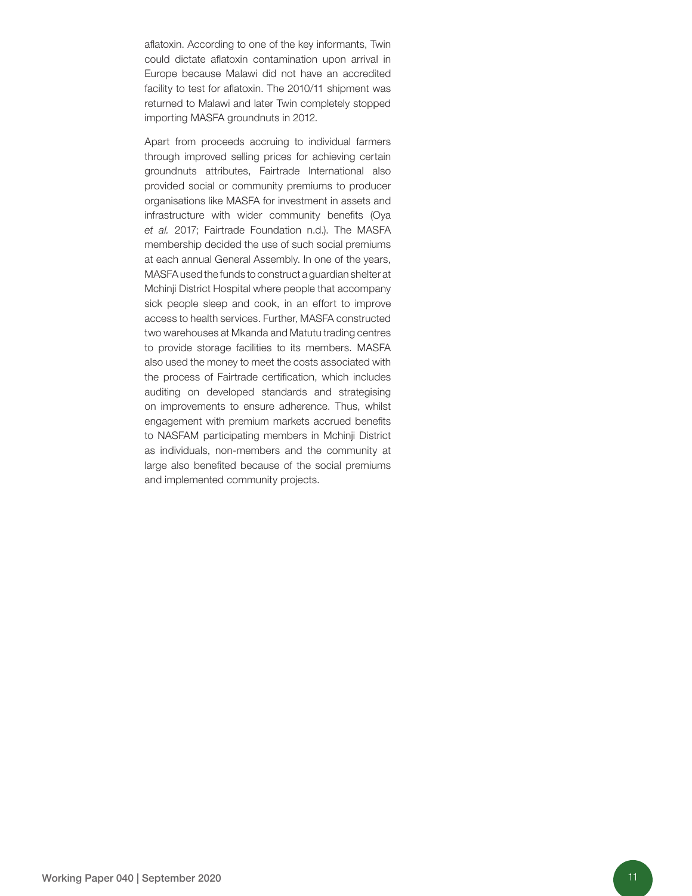aflatoxin. According to one of the key informants, Twin could dictate aflatoxin contamination upon arrival in Europe because Malawi did not have an accredited facility to test for aflatoxin. The 2010/11 shipment was returned to Malawi and later Twin completely stopped importing MASFA groundnuts in 2012.

Apart from proceeds accruing to individual farmers through improved selling prices for achieving certain groundnuts attributes, Fairtrade International also provided social or community premiums to producer organisations like MASFA for investment in assets and infrastructure with wider community benefits (Oya *et al.* 2017; Fairtrade Foundation n.d.). The MASFA membership decided the use of such social premiums at each annual General Assembly. In one of the years, MASFA used the funds to construct a guardian shelter at Mchinji District Hospital where people that accompany sick people sleep and cook, in an effort to improve access to health services. Further, MASFA constructed two warehouses at Mkanda and Matutu trading centres to provide storage facilities to its members. MASFA also used the money to meet the costs associated with the process of Fairtrade certification, which includes auditing on developed standards and strategising on improvements to ensure adherence. Thus, whilst engagement with premium markets accrued benefits to NASFAM participating members in Mchinji District as individuals, non-members and the community at large also benefited because of the social premiums and implemented community projects.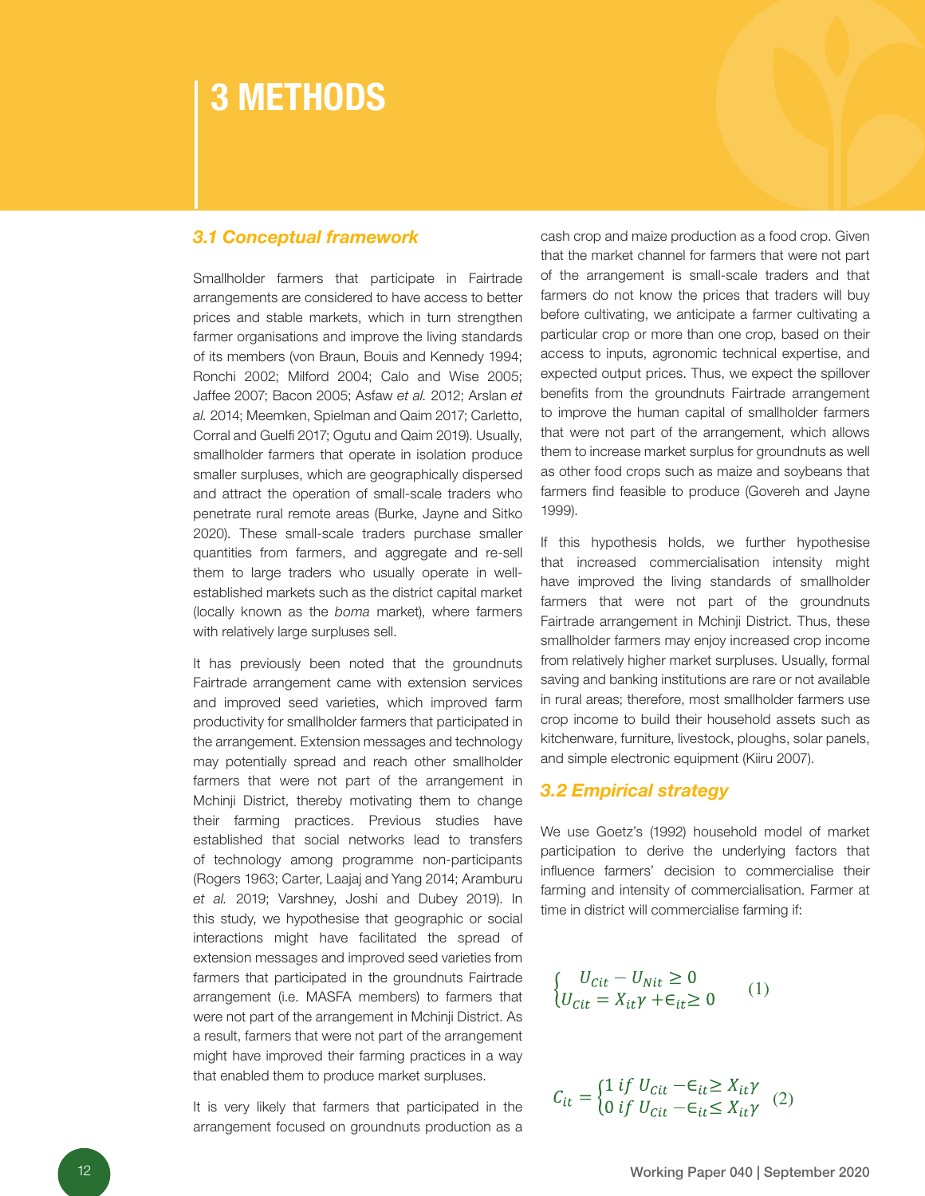# 3 METHODS

## 3.1 Conceptual framework

Smallholder farmers that participate in Fairtrade arrangements are considered to have access to better prices and stable markets, which in turn strengthen farmer organisations and improve the living standards of its members (von Braun, Bouis and Kennedy 1994; Ronchi 2002; Milford 2004; Calo and Wise 2005; Jaffee 2007; Bacon 2005; Asfaw *et al.* 2012; Arslan *et al.* 2014; Meemken, Spielman and Qaim 2017; Carletto, Corral and Guelfi 2017; Ogutu and Qaim 2019). Usually, smallholder farmers that operate in isolation produce smaller surpluses, which are geographically dispersed and attract the operation of small-scale traders who penetrate rural remote areas (Burke, Jayne and Sitko 2020). These small-scale traders purchase smaller quantities from farmers, and aggregate and re-sell them to large traders who usually operate in well-established markets such as the district capital market (locally known as the *boma* market), where farmers with relatively large surpluses sell.

It has previously been noted that the groundnuts Fairtrade arrangement came with extension services and improved seed varieties, which improved farm productivity for smallholder farmers that participated in the arrangement. Extension messages and technology may potentially spread and reach other smallholder farmers that were not part of the arrangement in Mchinji District, thereby motivating them to change their farming practices. Previous studies have established that social networks lead to transfers of technology among programme non-participants (Rogers 1963; Carter, Laajaj and Yang 2014; Aramburu *et al.* 2019; Varshney, Joshi and Dubey 2019). In this study, we hypothesise that geographic or social interactions might have facilitated the spread of extension messages and improved seed varieties from farmers that participated in the groundnuts Fairtrade arrangement (i.e. MASFA members) to farmers that were not part of the arrangement in Mchinji District. As a result, farmers that were not part of the arrangement might have improved their farming practices in a way that enabled them to produce market surpluses.

It is very likely that farmers that participated in the arrangement focused on groundnuts production as a cash crop and maize production as a food crop. Given that the market channel for farmers that were not part of the arrangement is small-scale traders and that farmers do not know the prices that traders will buy before cultivating, we anticipate a farmer cultivating a particular crop or more than one crop, based on their access to inputs, agronomic technical expertise, and expected output prices. Thus, we expect the spillover benefits from the groundnuts Fairtrade arrangement to improve the human capital of smallholder farmers that were not part of the arrangement, which allows them to increase market surplus for groundnuts as well as other food crops such as maize and soybeans that farmers find feasible to produce (Govereh and Jayne 1999).

If this hypothesis holds, we further hypothesise that increased commercialisation intensity might have improved the living standards of smallholder farmers that were not part of the groundnuts Fairtrade arrangement in Mchinji District. Thus, these smallholder farmers may enjoy increased crop income from relatively higher market surpluses. Usually, formal saving and banking institutions are rare or not available in rural areas; therefore, most smallholder farmers use crop income to build their household assets such as kitchenware, furniture, livestock, ploughs, solar panels, and simple electronic equipment (Kiiru 2007).

## 3.2 Empirical strategy

We use Goetz's (1992) household model of market participation to derive the underlying factors that influence farmers' decision to commercialise their farming and intensity of commercialisation. Farmer at time in district will commercialise farming if:

$$\begin{cases} U_{Cit} - U_{Nit} \geq 0 \\ U_{Cit} = X_{it}\gamma + \epsilon_{it} \geq 0 \end{cases} \quad (1)$$

$$C_{it} = \begin{cases} 1 \text{ if } U_{Cit} - \epsilon_{it} \geq X_{it}\gamma \\ 0 \text{ if } U_{Cit} - \epsilon_{it} \leq X_{it}\gamma \end{cases} \quad (2)$$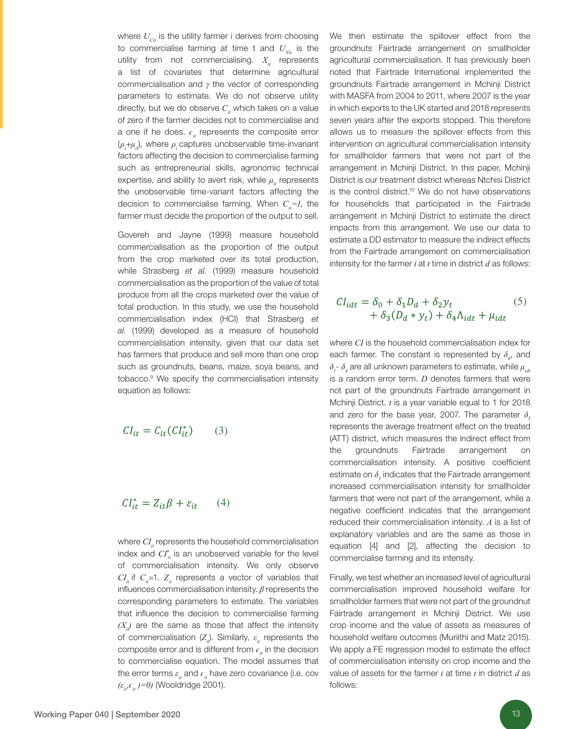where $U_{Cit}$ is the utility farmer i derives from choosing to commercialise farming at time t and $U_{Nit}$ is the utility from not commercialising. $X_{it}$ represents a list of covariates that determine agricultural commercialisation and $\gamma$ the vector of corresponding parameters to estimate. We do not observe utility directly, but we do observe $C_{it}$ which takes on a value of zero if the farmer decides not to commercialise and a one if he does. $\epsilon_{it}$ represents the composite error ($\rho_i$+$\mu_{it}$), where $\rho_i$ captures unobservable time-invariant factors affecting the decision to commercialise farming such as entrepreneurial skills, agronomic technical expertise, and ability to avert risk, while $\mu_{it}$ represents the unobservable time-variant factors affecting the decision to commercialise farming. When $C_{it}=1$, the farmer must decide the proportion of the output to sell.

Govereh and Jayne (1999) measure household commercialisation as the proportion of the output from the crop marketed over its total production, while Strasberg *et al.* (1999) measure household commercialisation as the proportion of the value of total produce from all the crops marketed over the value of total production. In this study, we use the household commercialisation index (HCI) that Strasberg *et al.* (1999) developed as a measure of household commercialisation intensity, given that our data set has farmers that produce and sell more than one crop such as groundnuts, beans, maize, soya beans, and tobacco.[9] We specify the commercialisation intensity equation as follows:

$$CI_{it} = C_{it}(CI_{it}^{*}) \qquad (3)$$

$$CI_{it}^{*} = Z_{it}\beta + \varepsilon_{it} \qquad (4)$$

where $CI_{it}$ represents the household commercialisation index and $CI_{it}^{*}$ is an unobserved variable for the level of commercialisation intensity. We only observe $CI_{it}$ if $C_{it}$=1. $Z_{it}$ represents a vector of variables that influences commercialisation intensity. $\beta$ represents the corresponding parameters to estimate. The variables that influence the decision to commercialise farming $(X_{it})$ are the same as those that affect the intensity of commercialisation ($Z_{it}$). Similarly, $\varepsilon_{it}$ represents the composite error and is different from $\epsilon_{it}$ in the decision to commercialise equation. The model assumes that the error terms $\varepsilon_{it}$ and $\epsilon_{it}$ have zero covariance (i.e. cov $(\varepsilon_{it},\epsilon_{it})=0$) (Wooldridge 2001).

We then estimate the spillover effect from the groundnuts Fairtrade arrangement on smallholder agricultural commercialisation. It has previously been noted that Fairtrade International implemented the groundnuts Fairtrade arrangement in Mchinji District with MASFA from 2004 to 2011, where 2007 is the year in which exports to the UK started and 2018 represents seven years after the exports stopped. This therefore allows us to measure the spillover effects from this intervention on agricultural commercialisation intensity for smallholder farmers that were not part of the arrangement in Mchinji District. In this paper, Mchinji District is our treatment district whereas Ntchisi District is the control district.[10] We do not have observations for households that participated in the Fairtrade arrangement in Mchinji District to estimate the direct impacts from this arrangement. We use our data to estimate a DD estimator to measure the indirect effects from the Fairtrade arrangement on commercialisation intensity for the farmer *i* at *t* time in district *d* as follows:

$$\begin{aligned} CI_{idt} = \delta_0 + \delta_1 D_d + \delta_2 y_t \\ + \delta_3 (D_d * y_t) + \delta_4 \Lambda_{idt} + \mu_{idt} \end{aligned} \qquad (5)$$

where *CI* is the household commercialisation index for each farmer. The constant is represented by $\delta_0$, and $\delta_1$- $\delta_4$ are all unknown parameters to estimate, while $\mu_{idt}$ is a random error term. *D* denotes farmers that were not part of the groundnuts Fairtrade arrangement in Mchinji District. *t* is a year variable equal to 1 for 2018 and zero for the base year, 2007. The parameter $\delta_3$ represents the average treatment effect on the treated (ATT) district, which measures the indirect effect from the groundnuts Fairtrade arrangement on commercialisation intensity. A positive coefficient estimate on $\delta_3$ indicates that the Fairtrade arrangement increased commercialisation intensity for smallholder farmers that were not part of the arrangement, while a negative coefficient indicates that the arrangement reduced their commercialisation intensity. $\Lambda$ is a list of explanatory variables and are the same as those in equation [4] and [2], affecting the decision to commercialise farming and its intensity.

Finally, we test whether an increased level of agricultural commercialisation improved household welfare for smallholder farmers that were not part of the groundnut Fairtrade arrangement in Mchinji District. We use crop income and the value of assets as measures of household welfare outcomes (Muriithi and Matz 2015). We apply a FE regression model to estimate the effect of commercialisation intensity on crop income and the value of assets for the farmer *i* at time *t* in district *d* as follows: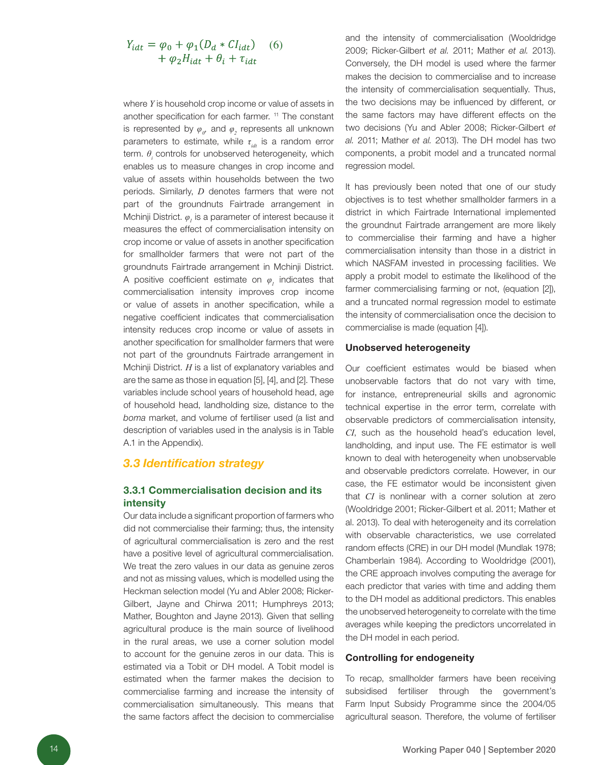$$Y_{idt} = \varphi_0 + \varphi_1(D_d * CI_{idt}) + \varphi_2 H_{idt} + \theta_i + \tau_{idt} \quad (6)$$

where $Y$ is household crop income or value of assets in another specification for each farmer. [11] The constant is represented by $\varphi_0$, and $\varphi_2$ represents all unknown parameters to estimate, while $\tau_{idt}$ is a random error term. $\theta_i$ controls for unobserved heterogeneity, which enables us to measure changes in crop income and value of assets within households between the two periods. Similarly, $D$ denotes farmers that were not part of the groundnuts Fairtrade arrangement in Mchinji District. $\varphi_1$ is a parameter of interest because it measures the effect of commercialisation intensity on crop income or value of assets in another specification for smallholder farmers that were not part of the groundnuts Fairtrade arrangement in Mchinji District. A positive coefficient estimate on $\varphi_1$ indicates that commercialisation intensity improves crop income or value of assets in another specification, while a negative coefficient indicates that commercialisation intensity reduces crop income or value of assets in another specification for smallholder farmers that were not part of the groundnuts Fairtrade arrangement in Mchinji District. $H$ is a list of explanatory variables and are the same as those in equation [5], [4], and [2]. These variables include school years of household head, age of household head, landholding size, distance to the *boma* market, and volume of fertiliser used (a list and description of variables used in the analysis is in Table A.1 in the Appendix).

## 3.3 Identification strategy

### 3.3.1 Commercialisation decision and its intensity

Our data include a significant proportion of farmers who did not commercialise their farming; thus, the intensity of agricultural commercialisation is zero and the rest have a positive level of agricultural commercialisation. We treat the zero values in our data as genuine zeros and not as missing values, which is modelled using the Heckman selection model (Yu and Abler 2008; Ricker-Gilbert, Jayne and Chirwa 2011; Humphreys 2013; Mather, Boughton and Jayne 2013). Given that selling agricultural produce is the main source of livelihood in the rural areas, we use a corner solution model to account for the genuine zeros in our data. This is estimated via a Tobit or DH model. A Tobit model is estimated when the farmer makes the decision to commercialise farming and increase the intensity of commercialisation simultaneously. This means that the same factors affect the decision to commercialise and the intensity of commercialisation (Wooldridge 2009; Ricker-Gilbert *et al.* 2011; Mather *et al.* 2013). Conversely, the DH model is used where the farmer makes the decision to commercialise and to increase the intensity of commercialisation sequentially. Thus, the two decisions may be influenced by different, or the same factors may have different effects on the two decisions (Yu and Abler 2008; Ricker-Gilbert *et al.* 2011; Mather *et al.* 2013). The DH model has two components, a probit model and a truncated normal regression model.

It has previously been noted that one of our study objectives is to test whether smallholder farmers in a district in which Fairtrade International implemented the groundnut Fairtrade arrangement are more likely to commercialise their farming and have a higher commercialisation intensity than those in a district in which NASFAM invested in processing facilities. We apply a probit model to estimate the likelihood of the farmer commercialising farming or not, (equation [2]), and a truncated normal regression model to estimate the intensity of commercialisation once the decision to commercialise is made (equation [4]).

#### Unobserved heterogeneity

Our coefficient estimates would be biased when unobservable factors that do not vary with time, for instance, entrepreneurial skills and agronomic technical expertise in the error term, correlate with observable predictors of commercialisation intensity, $CI$, such as the household head's education level, landholding, and input use. The FE estimator is well known to deal with heterogeneity when unobservable and observable predictors correlate. However, in our case, the FE estimator would be inconsistent given that $CI$ is nonlinear with a corner solution at zero (Wooldridge 2001; Ricker-Gilbert et al. 2011; Mather et al. 2013). To deal with heterogeneity and its correlation with observable characteristics, we use correlated random effects (CRE) in our DH model (Mundlak 1978; Chamberlain 1984). According to Wooldridge (2001), the CRE approach involves computing the average for each predictor that varies with time and adding them to the DH model as additional predictors. This enables the unobserved heterogeneity to correlate with the time averages while keeping the predictors uncorrelated in the DH model in each period.

#### Controlling for endogeneity

To recap, smallholder farmers have been receiving subsidised fertiliser through the government's Farm Input Subsidy Programme since the 2004/05 agricultural season. Therefore, the volume of fertiliser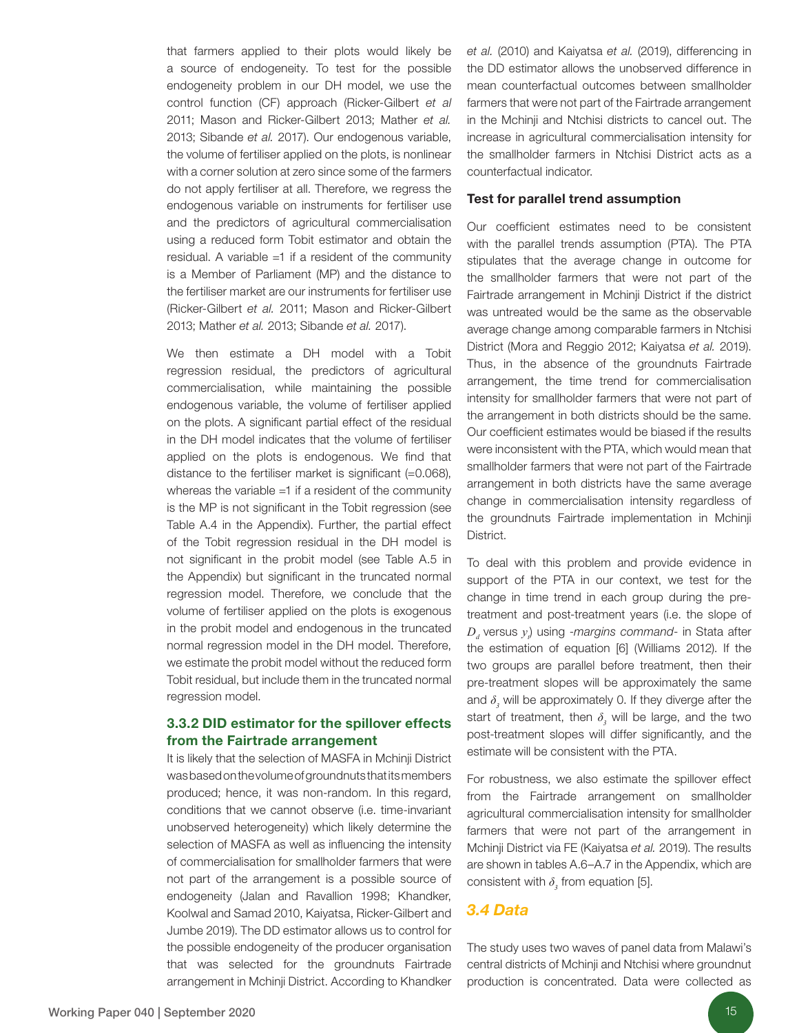that farmers applied to their plots would likely be a source of endogeneity. To test for the possible endogeneity problem in our DH model, we use the control function (CF) approach (Ricker-Gilbert *et al* 2011; Mason and Ricker-Gilbert 2013; Mather *et al.* 2013; Sibande *et al.* 2017). Our endogenous variable, the volume of fertiliser applied on the plots, is nonlinear with a corner solution at zero since some of the farmers do not apply fertiliser at all. Therefore, we regress the endogenous variable on instruments for fertiliser use and the predictors of agricultural commercialisation using a reduced form Tobit estimator and obtain the residual. A variable =1 if a resident of the community is a Member of Parliament (MP) and the distance to the fertiliser market are our instruments for fertiliser use (Ricker-Gilbert *et al.* 2011; Mason and Ricker-Gilbert 2013; Mather *et al.* 2013; Sibande *et al.* 2017).

We then estimate a DH model with a Tobit regression residual, the predictors of agricultural commercialisation, while maintaining the possible endogenous variable, the volume of fertiliser applied on the plots. A significant partial effect of the residual in the DH model indicates that the volume of fertiliser applied on the plots is endogenous. We find that distance to the fertiliser market is significant (=0.068), whereas the variable =1 if a resident of the community is the MP is not significant in the Tobit regression (see Table A.4 in the Appendix). Further, the partial effect of the Tobit regression residual in the DH model is not significant in the probit model (see Table A.5 in the Appendix) but significant in the truncated normal regression model. Therefore, we conclude that the volume of fertiliser applied on the plots is exogenous in the probit model and endogenous in the truncated normal regression model in the DH model. Therefore, we estimate the probit model without the reduced form Tobit residual, but include them in the truncated normal regression model.

### 3.3.2 DID estimator for the spillover effects from the Fairtrade arrangement

It is likely that the selection of MASFA in Mchinji District was based on the volume of groundnuts that its members produced; hence, it was non-random. In this regard, conditions that we cannot observe (i.e. time-invariant unobserved heterogeneity) which likely determine the selection of MASFA as well as influencing the intensity of commercialisation for smallholder farmers that were not part of the arrangement is a possible source of endogeneity (Jalan and Ravallion 1998; Khandker, Koolwal and Samad 2010, Kaiyatsa, Ricker-Gilbert and Jumbe 2019). The DD estimator allows us to control for the possible endogeneity of the producer organisation that was selected for the groundnuts Fairtrade arrangement in Mchinji District. According to Khandker *et al.* (2010) and Kaiyatsa *et al.* (2019), differencing in the DD estimator allows the unobserved difference in mean counterfactual outcomes between smallholder farmers that were not part of the Fairtrade arrangement in the Mchinji and Ntchisi districts to cancel out. The increase in agricultural commercialisation intensity for the smallholder farmers in Ntchisi District acts as a counterfactual indicator.

**Test for parallel trend assumption**

Our coefficient estimates need to be consistent with the parallel trends assumption (PTA). The PTA stipulates that the average change in outcome for the smallholder farmers that were not part of the Fairtrade arrangement in Mchinji District if the district was untreated would be the same as the observable average change among comparable farmers in Ntchisi District (Mora and Reggio 2012; Kaiyatsa *et al.* 2019). Thus, in the absence of the groundnuts Fairtrade arrangement, the time trend for commercialisation intensity for smallholder farmers that were not part of the arrangement in both districts should be the same. Our coefficient estimates would be biased if the results were inconsistent with the PTA, which would mean that smallholder farmers that were not part of the Fairtrade arrangement in both districts have the same average change in commercialisation intensity regardless of the groundnuts Fairtrade implementation in Mchinji District.

To deal with this problem and provide evidence in support of the PTA in our context, we test for the change in time trend in each group during the pre-treatment and post-treatment years (i.e. the slope of $D_d$ versus $y_t$) using *-margins command-* in Stata after the estimation of equation [6] (Williams 2012). If the two groups are parallel before treatment, then their pre-treatment slopes will be approximately the same and $\delta_3$ will be approximately 0. If they diverge after the start of treatment, then $\delta_3$ will be large, and the two post-treatment slopes will differ significantly, and the estimate will be consistent with the PTA.

For robustness, we also estimate the spillover effect from the Fairtrade arrangement on smallholder agricultural commercialisation intensity for smallholder farmers that were not part of the arrangement in Mchinji District via FE (Kaiyatsa *et al.* 2019). The results are shown in tables A.6–A.7 in the Appendix, which are consistent with $\delta_3$ from equation [5].

## 3.4 Data

The study uses two waves of panel data from Malawi's central districts of Mchinji and Ntchisi where groundnut production is concentrated. Data were collected as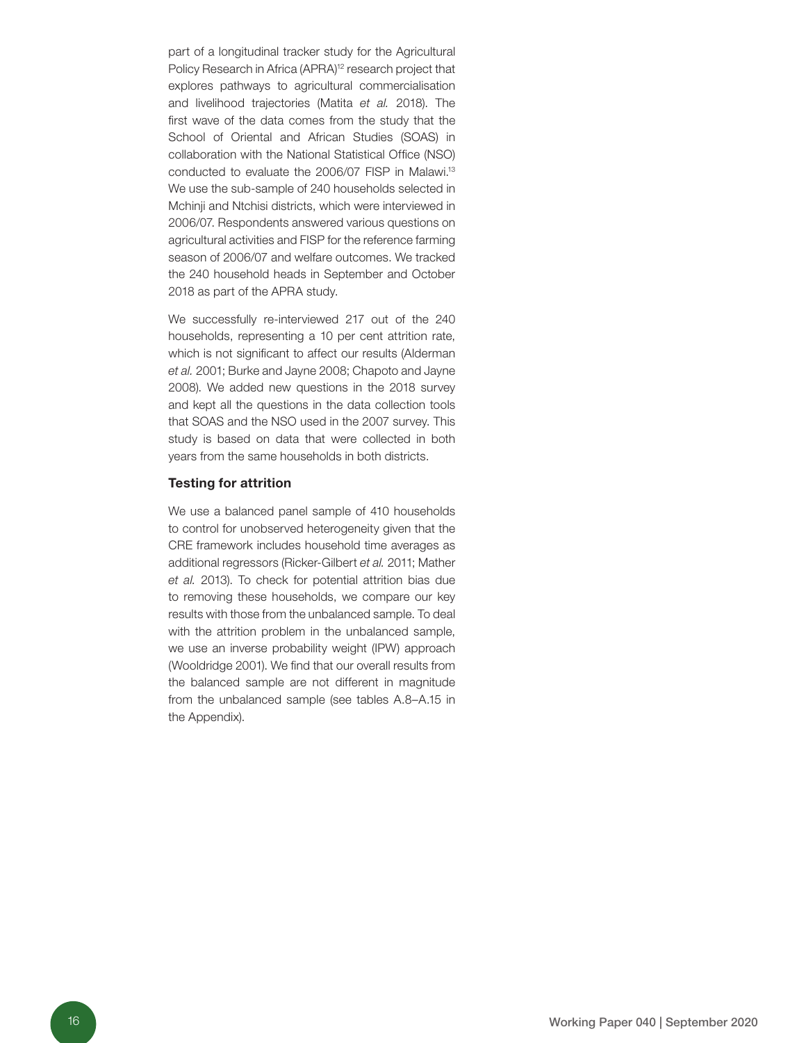part of a longitudinal tracker study for the Agricultural Policy Research in Africa (APRA)[12] research project that explores pathways to agricultural commercialisation and livelihood trajectories (Matita *et al.* 2018). The first wave of the data comes from the study that the School of Oriental and African Studies (SOAS) in collaboration with the National Statistical Office (NSO) conducted to evaluate the 2006/07 FISP in Malawi.[13] We use the sub-sample of 240 households selected in Mchinji and Ntchisi districts, which were interviewed in 2006/07. Respondents answered various questions on agricultural activities and FISP for the reference farming season of 2006/07 and welfare outcomes. We tracked the 240 household heads in September and October 2018 as part of the APRA study.

We successfully re-interviewed 217 out of the 240 households, representing a 10 per cent attrition rate, which is not significant to affect our results (Alderman *et al.* 2001; Burke and Jayne 2008; Chapoto and Jayne 2008). We added new questions in the 2018 survey and kept all the questions in the data collection tools that SOAS and the NSO used in the 2007 survey. This study is based on data that were collected in both years from the same households in both districts.

### Testing for attrition

We use a balanced panel sample of 410 households to control for unobserved heterogeneity given that the CRE framework includes household time averages as additional regressors (Ricker-Gilbert *et al.* 2011; Mather *et al.* 2013). To check for potential attrition bias due to removing these households, we compare our key results with those from the unbalanced sample. To deal with the attrition problem in the unbalanced sample, we use an inverse probability weight (IPW) approach (Wooldridge 2001). We find that our overall results from the balanced sample are not different in magnitude from the unbalanced sample (see tables A.8–A.15 in the Appendix).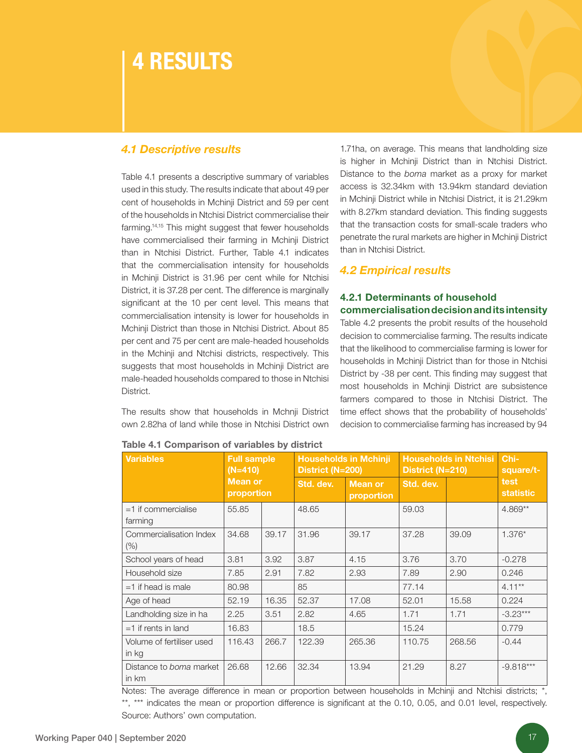# 4 RESULTS

## 4.1 Descriptive results

Table 4.1 presents a descriptive summary of variables used in this study. The results indicate that about 49 per cent of households in Mchinji District and 59 per cent of the households in Ntchisi District commercialise their farming.[14,15] This might suggest that fewer households have commercialised their farming in Mchinji District than in Ntchisi District. Further, Table 4.1 indicates that the commercialisation intensity for households in Mchinji District is 31.96 per cent while for Ntchisi District, it is 37.28 per cent. The difference is marginally significant at the 10 per cent level. This means that commercialisation intensity is lower for households in Mchinji District than those in Ntchisi District. About 85 per cent and 75 per cent are male-headed households in the Mchinji and Ntchisi districts, respectively. This suggests that most households in Mchinji District are male-headed households compared to those in Ntchisi District.

The results show that households in Mchnji District own 2.82ha of land while those in Ntchisi District own 1.71ha, on average. This means that landholding size is higher in Mchinji District than in Ntchisi District. Distance to the *boma* market as a proxy for market access is 32.34km with 13.94km standard deviation in Mchinji District while in Ntchisi District, it is 21.29km with 8.27km standard deviation. This finding suggests that the transaction costs for small-scale traders who penetrate the rural markets are higher in Mchinji District than in Ntchisi District.

## 4.2 Empirical results

### 4.2.1 Determinants of household commercialisation decision and its intensity

Table 4.2 presents the probit results of the household decision to commercialise farming. The results indicate that the likelihood to commercialise farming is lower for households in Mchinji District than for those in Ntchisi District by -38 per cent. This finding may suggest that most households in Mchinji District are subsistence farmers compared to those in Ntchisi District. The time effect shows that the probability of households' decision to commercialise farming has increased by 94

**Table 4.1 Comparison of variables by district**

| Variables | Full sample (N=410) Mean or proportion | | Households in Mchinji District (N=200) | | Households in Ntchisi District (N=210) | | Chi-square/t-test statistic |
|---|---|---|---|---|---|---|---|
| | | | Std. dev. | Mean or proportion | Std. dev. | | |
| =1 if commercialise farming | 55.85 | | 48.65 | | 59.03 | | 4.869** |
| Commercialisation Index (%) | 34.68 | 39.17 | 31.96 | 39.17 | 37.28 | 39.09 | 1.376* |
| School years of head | 3.81 | 3.92 | 3.87 | 4.15 | 3.76 | 3.70 | -0.278 |
| Household size | 7.85 | 2.91 | 7.82 | 2.93 | 7.89 | 2.90 | 0.246 |
| =1 if head is male | 80.98 | | 85 | | 77.14 | | 4.11** |
| Age of head | 52.19 | 16.35 | 52.37 | 17.08 | 52.01 | 15.58 | 0.224 |
| Landholding size in ha | 2.25 | 3.51 | 2.82 | 4.65 | 1.71 | 1.71 | -3.23*** |
| =1 if rents in land | 16.83 | | 18.5 | | 15.24 | | 0.779 |
| Volume of fertiliser used in kg | 116.43 | 266.7 | 122.39 | 265.36 | 110.75 | 268.56 | -0.44 |
| Distance to *boma* market in km | 26.68 | 12.66 | 32.34 | 13.94 | 21.29 | 8.27 | -9.818*** |

Notes: The average difference in mean or proportion between households in Mchinji and Ntchisi districts; *, **, *** indicates the mean or proportion difference is significant at the 0.10, 0.05, and 0.01 level, respectively.
Source: Authors' own computation.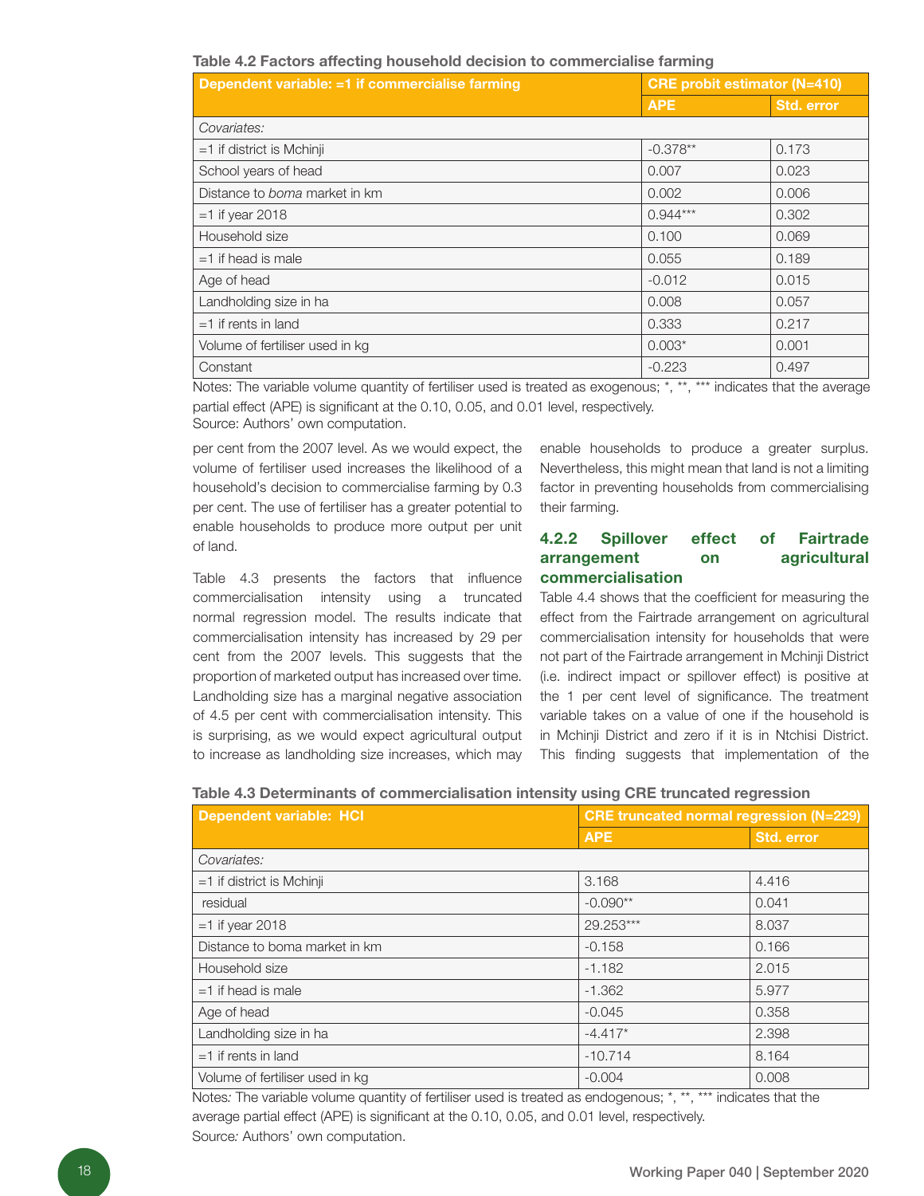**Table 4.2 Factors affecting household decision to commercialise farming**

| Dependent variable: =1 if commercialise farming | CRE probit estimator (N=410) | |
|---|---|---|
| | APE | Std. error |
| *Covariates:* | | |
| =1 if district is Mchinji | -0.378** | 0.173 |
| School years of head | 0.007 | 0.023 |
| Distance to *boma* market in km | 0.002 | 0.006 |
| =1 if year 2018 | 0.944*** | 0.302 |
| Household size | 0.100 | 0.069 |
| =1 if head is male | 0.055 | 0.189 |
| Age of head | -0.012 | 0.015 |
| Landholding size in ha | 0.008 | 0.057 |
| =1 if rents in land | 0.333 | 0.217 |
| Volume of fertiliser used in kg | 0.003* | 0.001 |
| Constant | -0.223 | 0.497 |

Notes: The variable volume quantity of fertiliser used is treated as exogenous; *, **, *** indicates that the average partial effect (APE) is significant at the 0.10, 0.05, and 0.01 level, respectively.
Source: Authors' own computation.

per cent from the 2007 level. As we would expect, the volume of fertiliser used increases the likelihood of a household's decision to commercialise farming by 0.3 per cent. The use of fertiliser has a greater potential to enable households to produce more output per unit of land.

Table 4.3 presents the factors that influence commercialisation intensity using a truncated normal regression model. The results indicate that commercialisation intensity has increased by 29 per cent from the 2007 levels. This suggests that the proportion of marketed output has increased over time. Landholding size has a marginal negative association of 4.5 per cent with commercialisation intensity. This is surprising, as we would expect agricultural output to increase as landholding size increases, which may enable households to produce a greater surplus. Nevertheless, this might mean that land is not a limiting factor in preventing households from commercialising their farming.

### 4.2.2 Spillover effect of Fairtrade arrangement on agricultural commercialisation

Table 4.4 shows that the coefficient for measuring the effect from the Fairtrade arrangement on agricultural commercialisation intensity for households that were not part of the Fairtrade arrangement in Mchinji District (i.e. indirect impact or spillover effect) is positive at the 1 per cent level of significance. The treatment variable takes on a value of one if the household is in Mchinji District and zero if it is in Ntchisi District. This finding suggests that implementation of the

**Table 4.3 Determinants of commercialisation intensity using CRE truncated regression**

| Dependent variable: HCI | CRE truncated normal regression (N=229) | |
|---|---|---|
| | APE | Std. error |
| *Covariates:* | | |
| =1 if district is Mchinji | 3.168 | 4.416 |
| residual | -0.090** | 0.041 |
| =1 if year 2018 | 29.253*** | 8.037 |
| Distance to boma market in km | -0.158 | 0.166 |
| Household size | -1.182 | 2.015 |
| =1 if head is male | -1.362 | 5.977 |
| Age of head | -0.045 | 0.358 |
| Landholding size in ha | -4.417* | 2.398 |
| =1 if rents in land | -10.714 | 8.164 |
| Volume of fertiliser used in kg | -0.004 | 0.008 |

Notes*:* The variable volume quantity of fertiliser used is treated as endogenous; *, **, *** indicates that the average partial effect (APE) is significant at the 0.10, 0.05, and 0.01 level, respectively.
Source*:* Authors' own computation.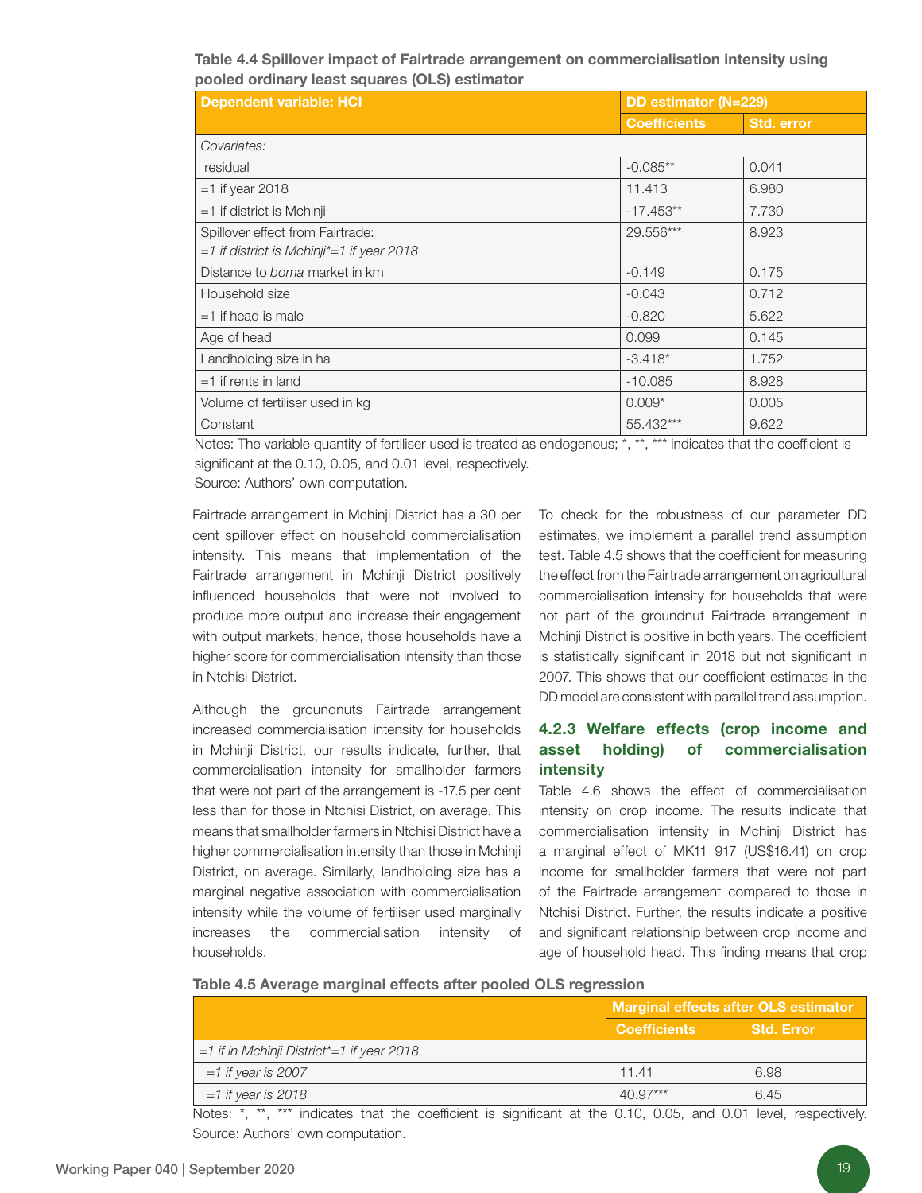**Table 4.4 Spillover impact of Fairtrade arrangement on commercialisation intensity using pooled ordinary least squares (OLS) estimator**

| Dependent variable: HCI | DD estimator (N=229) | |
|---|---|---|
| | Coefficients | Std. error |
| *Covariates:* | | |
| residual | -0.085** | 0.041 |
| =1 if year 2018 | 11.413 | 6.980 |
| =1 if district is Mchinji | -17.453** | 7.730 |
| Spillover effect from Fairtrade: *=1 if district is Mchinji*=1 if year 2018* | 29.556*** | 8.923 |
| Distance to *boma* market in km | -0.149 | 0.175 |
| Household size | -0.043 | 0.712 |
| =1 if head is male | -0.820 | 5.622 |
| Age of head | 0.099 | 0.145 |
| Landholding size in ha | -3.418* | 1.752 |
| =1 if rents in land | -10.085 | 8.928 |
| Volume of fertiliser used in kg | 0.009* | 0.005 |
| Constant | 55.432*** | 9.622 |

Notes: The variable quantity of fertiliser used is treated as endogenous; *, **, *** indicates that the coefficient is significant at the 0.10, 0.05, and 0.01 level, respectively.
Source: Authors' own computation.

Fairtrade arrangement in Mchinji District has a 30 per cent spillover effect on household commercialisation intensity. This means that implementation of the Fairtrade arrangement in Mchinji District positively influenced households that were not involved to produce more output and increase their engagement with output markets; hence, those households have a higher score for commercialisation intensity than those in Ntchisi District.

Although the groundnuts Fairtrade arrangement increased commercialisation intensity for households in Mchinji District, our results indicate, further, that commercialisation intensity for smallholder farmers that were not part of the arrangement is -17.5 per cent less than for those in Ntchisi District, on average. This means that smallholder farmers in Ntchisi District have a higher commercialisation intensity than those in Mchinji District, on average. Similarly, landholding size has a marginal negative association with commercialisation intensity while the volume of fertiliser used marginally increases the commercialisation intensity of households.

To check for the robustness of our parameter DD estimates, we implement a parallel trend assumption test. Table 4.5 shows that the coefficient for measuring the effect from the Fairtrade arrangement on agricultural commercialisation intensity for households that were not part of the groundnut Fairtrade arrangement in Mchinji District is positive in both years. The coefficient is statistically significant in 2018 but not significant in 2007. This shows that our coefficient estimates in the DD model are consistent with parallel trend assumption.

### 4.2.3 Welfare effects (crop income and asset holding) of commercialisation intensity

Table 4.6 shows the effect of commercialisation intensity on crop income. The results indicate that commercialisation intensity in Mchinji District has a marginal effect of MK11 917 (US$16.41) on crop income for smallholder farmers that were not part of the Fairtrade arrangement compared to those in Ntchisi District. Further, the results indicate a positive and significant relationship between crop income and age of household head. This finding means that crop

**Table 4.5 Average marginal effects after pooled OLS regression**

| | Marginal effects after OLS estimator | |
|---|---|---|
| | Coefficients | Std. Error |
| *=1 if in Mchinji District*=1 if year 2018* | | |
| *=1 if year is 2007* | 11.41 | 6.98 |
| *=1 if year is 2018* | 40.97*** | 6.45 |

Notes: *, **, *** indicates that the coefficient is significant at the 0.10, 0.05, and 0.01 level, respectively.
Source: Authors' own computation.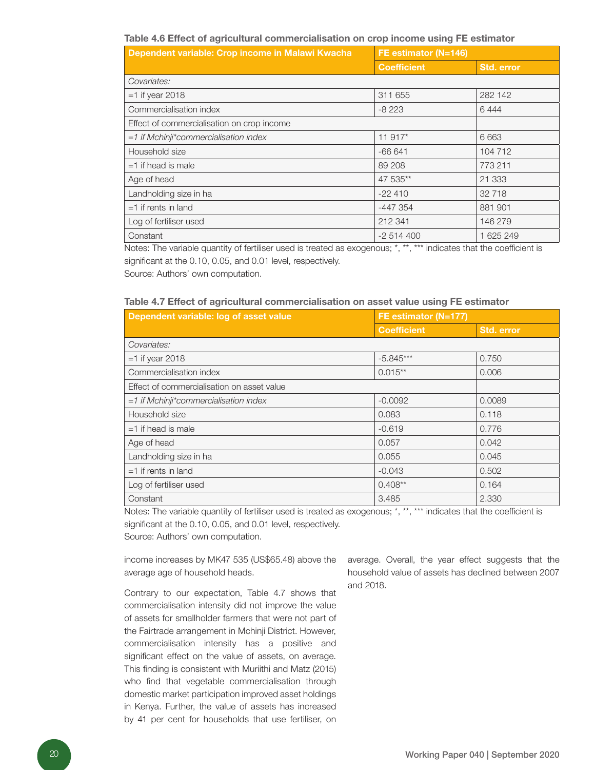**Table 4.6 Effect of agricultural commercialisation on crop income using FE estimator**

| Dependent variable: Crop income in Malawi Kwacha | FE estimator (N=146) | |
|---|---|---|
| | **Coefficient** | **Std. error** |
| *Covariates:* | | |
| =1 if year 2018 | 311 655 | 282 142 |
| Commercialisation index | -8 223 | 6 444 |
| Effect of commercialisation on crop income | | |
| *=1 if Mchinji\*commercialisation index* | 11 917* | 6 663 |
| Household size | -66 641 | 104 712 |
| =1 if head is male | 89 208 | 773 211 |
| Age of head | 47 535** | 21 333 |
| Landholding size in ha | -22 410 | 32 718 |
| =1 if rents in land | -447 354 | 881 901 |
| Log of fertiliser used | 212 341 | 146 279 |
| Constant | -2 514 400 | 1 625 249 |

Notes: The variable quantity of fertiliser used is treated as exogenous; *, **, *** indicates that the coefficient is significant at the 0.10, 0.05, and 0.01 level, respectively.
Source: Authors' own computation.

**Table 4.7 Effect of agricultural commercialisation on asset value using FE estimator**

| Dependent variable: log of asset value | FE estimator (N=177) | |
|---|---|---|
| | **Coefficient** | **Std. error** |
| *Covariates:* | | |
| =1 if year 2018 | -5.845*** | 0.750 |
| Commercialisation index | 0.015** | 0.006 |
| Effect of commercialisation on asset value | | |
| *=1 if Mchinji\*commercialisation index* | -0.0092 | 0.0089 |
| Household size | 0.083 | 0.118 |
| =1 if head is male | -0.619 | 0.776 |
| Age of head | 0.057 | 0.042 |
| Landholding size in ha | 0.055 | 0.045 |
| =1 if rents in land | -0.043 | 0.502 |
| Log of fertiliser used | 0.408** | 0.164 |
| Constant | 3.485 | 2.330 |

Notes: The variable quantity of fertiliser used is treated as exogenous; *, **, *** indicates that the coefficient is significant at the 0.10, 0.05, and 0.01 level, respectively.
Source: Authors' own computation.

income increases by MK47 535 (US$65.48) above the average age of household heads.

Contrary to our expectation, Table 4.7 shows that commercialisation intensity did not improve the value of assets for smallholder farmers that were not part of the Fairtrade arrangement in Mchinji District. However, commercialisation intensity has a positive and significant effect on the value of assets, on average. This finding is consistent with Muriithi and Matz (2015) who find that vegetable commercialisation through domestic market participation improved asset holdings in Kenya. Further, the value of assets has increased by 41 per cent for households that use fertiliser, on average. Overall, the year effect suggests that the household value of assets has declined between 2007 and 2018.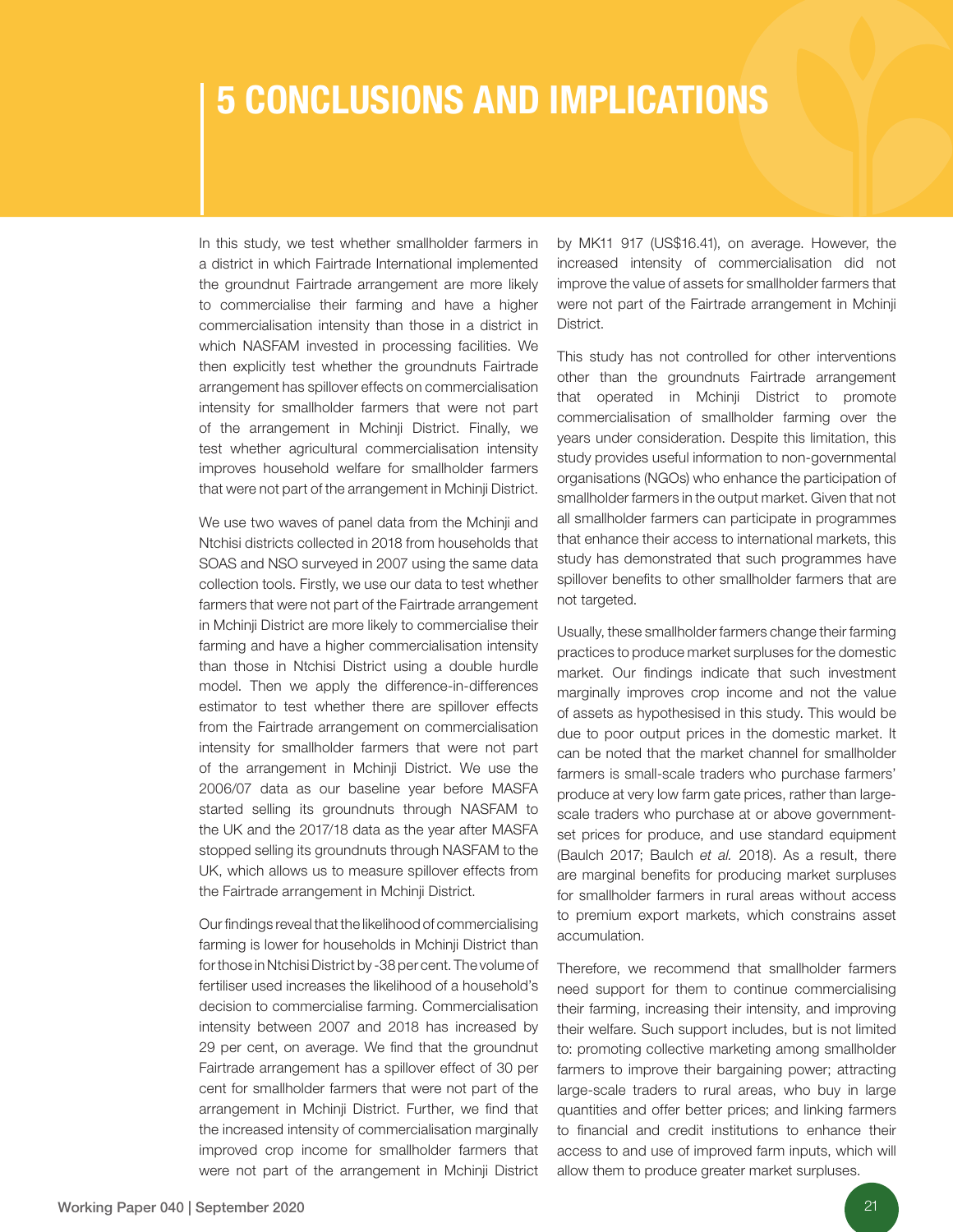# 5 CONCLUSIONS AND IMPLICATIONS

In this study, we test whether smallholder farmers in a district in which Fairtrade International implemented the groundnut Fairtrade arrangement are more likely to commercialise their farming and have a higher commercialisation intensity than those in a district in which NASFAM invested in processing facilities. We then explicitly test whether the groundnuts Fairtrade arrangement has spillover effects on commercialisation intensity for smallholder farmers that were not part of the arrangement in Mchinji District. Finally, we test whether agricultural commercialisation intensity improves household welfare for smallholder farmers that were not part of the arrangement in Mchinji District.

We use two waves of panel data from the Mchinji and Ntchisi districts collected in 2018 from households that SOAS and NSO surveyed in 2007 using the same data collection tools. Firstly, we use our data to test whether farmers that were not part of the Fairtrade arrangement in Mchinji District are more likely to commercialise their farming and have a higher commercialisation intensity than those in Ntchisi District using a double hurdle model. Then we apply the difference-in-differences estimator to test whether there are spillover effects from the Fairtrade arrangement on commercialisation intensity for smallholder farmers that were not part of the arrangement in Mchinji District. We use the 2006/07 data as our baseline year before MASFA started selling its groundnuts through NASFAM to the UK and the 2017/18 data as the year after MASFA stopped selling its groundnuts through NASFAM to the UK, which allows us to measure spillover effects from the Fairtrade arrangement in Mchinji District.

Our findings reveal that the likelihood of commercialising farming is lower for households in Mchinji District than for those in Ntchisi District by -38 per cent. The volume of fertiliser used increases the likelihood of a household's decision to commercialise farming. Commercialisation intensity between 2007 and 2018 has increased by 29 per cent, on average. We find that the groundnut Fairtrade arrangement has a spillover effect of 30 per cent for smallholder farmers that were not part of the arrangement in Mchinji District. Further, we find that the increased intensity of commercialisation marginally improved crop income for smallholder farmers that were not part of the arrangement in Mchinji District by MK11 917 (US$16.41), on average. However, the increased intensity of commercialisation did not improve the value of assets for smallholder farmers that were not part of the Fairtrade arrangement in Mchinji District.

This study has not controlled for other interventions other than the groundnuts Fairtrade arrangement that operated in Mchinji District to promote commercialisation of smallholder farming over the years under consideration. Despite this limitation, this study provides useful information to non-governmental organisations (NGOs) who enhance the participation of smallholder farmers in the output market. Given that not all smallholder farmers can participate in programmes that enhance their access to international markets, this study has demonstrated that such programmes have spillover benefits to other smallholder farmers that are not targeted.

Usually, these smallholder farmers change their farming practices to produce market surpluses for the domestic market. Our findings indicate that such investment marginally improves crop income and not the value of assets as hypothesised in this study. This would be due to poor output prices in the domestic market. It can be noted that the market channel for smallholder farmers is small-scale traders who purchase farmers' produce at very low farm gate prices, rather than large-scale traders who purchase at or above government-set prices for produce, and use standard equipment (Baulch 2017; Baulch *et al.* 2018). As a result, there are marginal benefits for producing market surpluses for smallholder farmers in rural areas without access to premium export markets, which constrains asset accumulation.

Therefore, we recommend that smallholder farmers need support for them to continue commercialising their farming, increasing their intensity, and improving their welfare. Such support includes, but is not limited to: promoting collective marketing among smallholder farmers to improve their bargaining power; attracting large-scale traders to rural areas, who buy in large quantities and offer better prices; and linking farmers to financial and credit institutions to enhance their access to and use of improved farm inputs, which will allow them to produce greater market surpluses.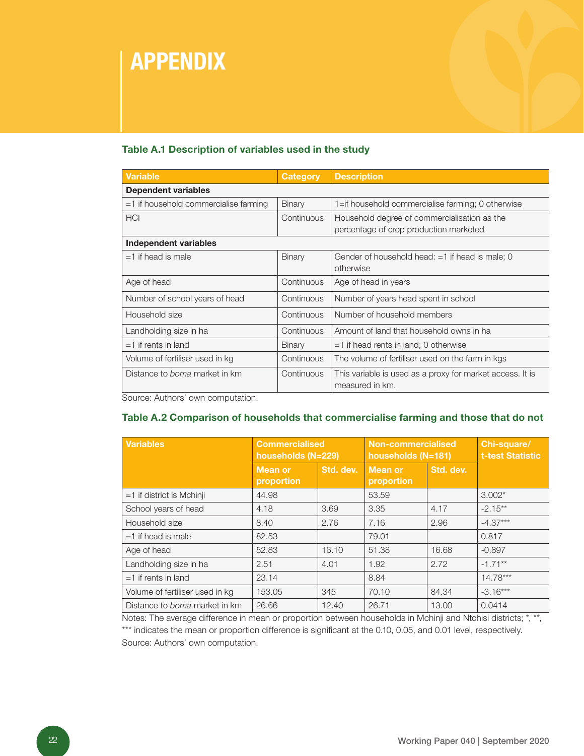# APPENDIX

### Table A.1 Description of variables used in the study

| Variable | Category | Description |
|---|---|---|
| **Dependent variables** | | |
| =1 if household commercialise farming | Binary | 1=if household commercialise farming; 0 otherwise |
| HCI | Continuous | Household degree of commercialisation as the percentage of crop production marketed |
| **Independent variables** | | |
| =1 if head is male | Binary | Gender of household head: =1 if head is male; 0 otherwise |
| Age of head | Continuous | Age of head in years |
| Number of school years of head | Continuous | Number of years head spent in school |
| Household size | Continuous | Number of household members |
| Landholding size in ha | Continuous | Amount of land that household owns in ha |
| =1 if rents in land | Binary | =1 if head rents in land; 0 otherwise |
| Volume of fertiliser used in kg | Continuous | The volume of fertiliser used on the farm in kgs |
| Distance to *boma* market in km | Continuous | This variable is used as a proxy for market access. It is measured in km. |

Source: Authors' own computation.

### Table A.2 Comparison of households that commercialise farming and those that do not

| Variables | Commercialised households (N=229) | | Non-commercialised households (N=181) | | Chi-square/ t-test Statistic |
|---|---|---|---|---|---|
| | Mean or proportion | Std. dev. | Mean or proportion | Std. dev. | |
| =1 if district is Mchinji | 44.98 | | 53.59 | | 3.002* |
| School years of head | 4.18 | 3.69 | 3.35 | 4.17 | -2.15** |
| Household size | 8.40 | 2.76 | 7.16 | 2.96 | -4.37*** |
| =1 if head is male | 82.53 | | 79.01 | | 0.817 |
| Age of head | 52.83 | 16.10 | 51.38 | 16.68 | -0.897 |
| Landholding size in ha | 2.51 | 4.01 | 1.92 | 2.72 | -1.71** |
| =1 if rents in land | 23.14 | | 8.84 | | 14.78*** |
| Volume of fertiliser used in kg | 153.05 | 345 | 70.10 | 84.34 | -3.16*** |
| Distance to *boma* market in km | 26.66 | 12.40 | 26.71 | 13.00 | 0.0414 |

Notes: The average difference in mean or proportion between households in Mchinji and Ntchisi districts; *, **, *** indicates the mean or proportion difference is significant at the 0.10, 0.05, and 0.01 level, respectively.
Source: Authors' own computation.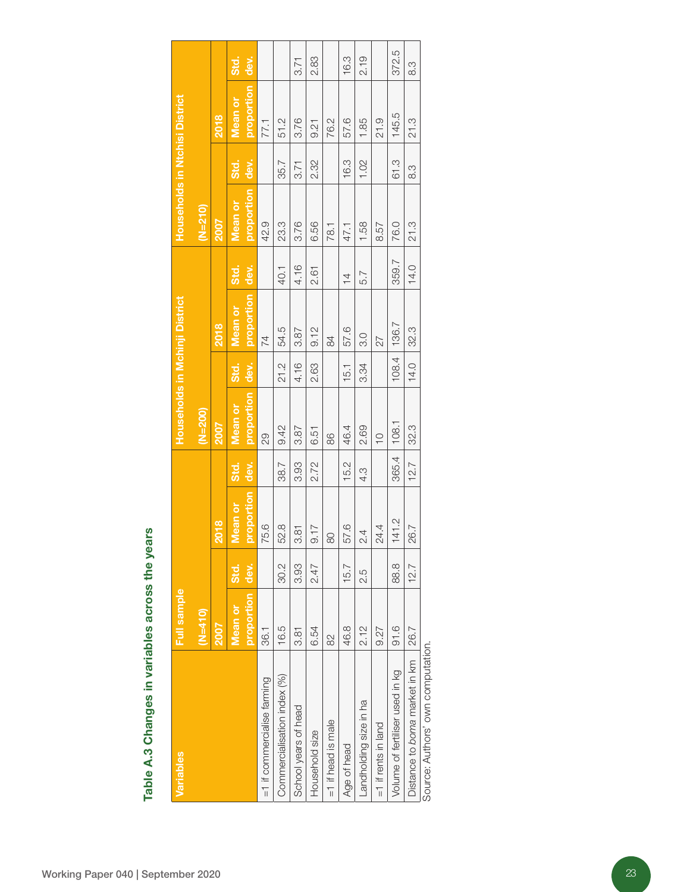### Table A.3 Changes in variables across the years

| Variables | Full sample (N=410) | | | | Households in Mchinji District (N=200) | | | | Households in Ntchisi District (N=210) | | | |
|---|---|---|---|---|---|---|---|---|---|---|---|---|
| | 2007 | | 2018 | | 2007 | | 2018 | | 2007 | | 2018 | |
| | Mean or proportion | Std. dev. | Mean or proportion | Std. dev. | Mean or proportion | Std. dev. | Mean or proportion | Std. dev. | Mean or proportion | Std. dev. | Mean or proportion | Std. dev. |
| =1 if commercialise farming | 36.1 | | 75.6 | | 29 | | 74 | | 42.9 | | 77.1 | |
| Commercialisation index (%) | 16.5 | 30.2 | 52.8 | 38.7 | 9.42 | 21.2 | 54.5 | 40.1 | 23.3 | 35.7 | 51.2 | |
| School years of head | 3.81 | 3.93 | 3.81 | 3.93 | 3.87 | 4.16 | 3.87 | 4.16 | 3.76 | 3.71 | 3.76 | 3.71 |
| Household size | 6.54 | 2.47 | 9.17 | 2.72 | 6.51 | 2.63 | 9.12 | 2.61 | 6.56 | 2.32 | 9.21 | 2.83 |
| =1 if head is male | 82 | | 80 | | 86 | | 84 | | 78.1 | | 76.2 | |
| Age of head | 46.8 | 15.7 | 57.6 | 15.2 | 46.4 | 15.1 | 57.6 | 14 | 47.1 | 16.3 | 57.6 | 16.3 |
| Landholding size in ha | 2.12 | 2.5 | 2.4 | 4.3 | 2.69 | 3.34 | 3.0 | 5.7 | 1.58 | 1.02 | 1.85 | 2.19 |
| =1 if rents in land | 9.27 | | 24.4 | | 10 | | 27 | | 8.57 | | 21.9 | |
| Volume of fertiliser used in kg | 91.6 | 88.8 | 141.2 | 365.4 | 108.1 | 108.4 | 136.7 | 359.7 | 76.0 | 61.3 | 145.5 | 372.5 |
| Distance to *boma* market in km | 26.7 | 12.7 | 26.7 | 12.7 | 32.3 | 14.0 | 32.3 | 14.0 | 21.3 | 8.3 | 21.3 | 8.3 |

Source: Authors' own computation.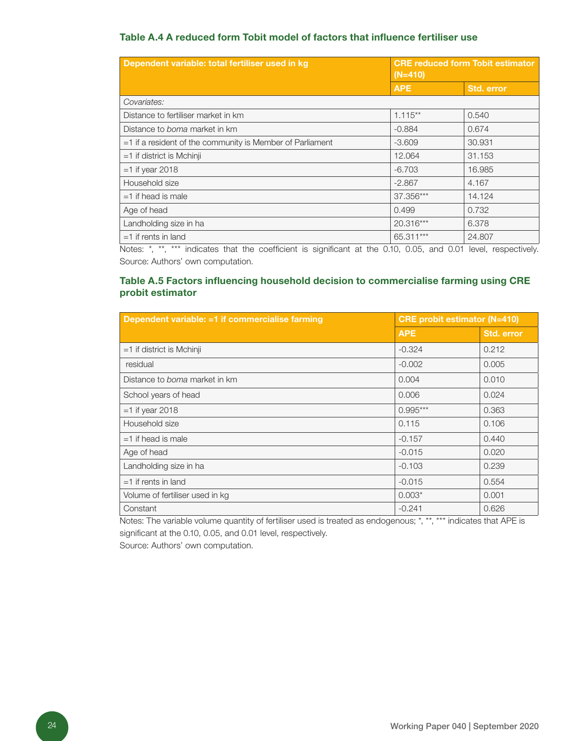### Table A.4 A reduced form Tobit model of factors that influence fertiliser use

| Dependent variable: total fertiliser used in kg | CRE reduced form Tobit estimator (N=410) | |
|---|---|---|
| | APE | Std. error |
| *Covariates:* | | |
| Distance to fertiliser market in km | 1.115** | 0.540 |
| Distance to *boma* market in km | -0.884 | 0.674 |
| =1 if a resident of the community is Member of Parliament | -3.609 | 30.931 |
| =1 if district is Mchinji | 12.064 | 31.153 |
| =1 if year 2018 | -6.703 | 16.985 |
| Household size | -2.867 | 4.167 |
| =1 if head is male | 37.356*** | 14.124 |
| Age of head | 0.499 | 0.732 |
| Landholding size in ha | 20.316*** | 6.378 |
| =1 if rents in land | 65.311*** | 24.807 |

Notes: *, **, *** indicates that the coefficient is significant at the 0.10, 0.05, and 0.01 level, respectively.
Source: Authors' own computation.

### Table A.5 Factors influencing household decision to commercialise farming using CRE probit estimator

| Dependent variable: =1 if commercialise farming | CRE probit estimator (N=410) | |
|---|---|---|
| | APE | Std. error |
| =1 if district is Mchinji | -0.324 | 0.212 |
| residual | -0.002 | 0.005 |
| Distance to *boma* market in km | 0.004 | 0.010 |
| School years of head | 0.006 | 0.024 |
| =1 if year 2018 | 0.995*** | 0.363 |
| Household size | 0.115 | 0.106 |
| =1 if head is male | -0.157 | 0.440 |
| Age of head | -0.015 | 0.020 |
| Landholding size in ha | -0.103 | 0.239 |
| =1 if rents in land | -0.015 | 0.554 |
| Volume of fertiliser used in kg | 0.003* | 0.001 |
| Constant | -0.241 | 0.626 |

Notes: The variable volume quantity of fertiliser used is treated as endogenous; *, **, *** indicates that APE is significant at the 0.10, 0.05, and 0.01 level, respectively.
Source: Authors' own computation.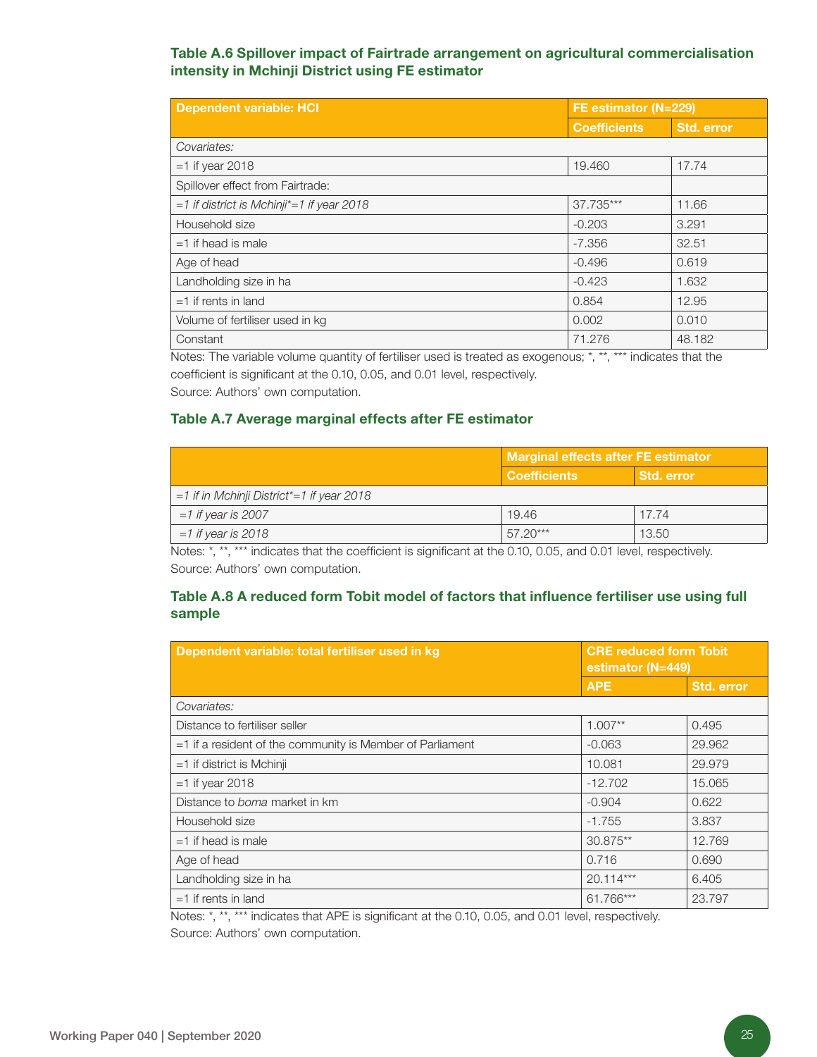### Table A.6 Spillover impact of Fairtrade arrangement on agricultural commercialisation intensity in Mchinji District using FE estimator

| Dependent variable: HCI | FE estimator (N=229) | |
|---|---|---|
| | Coefficients | Std. error |
| *Covariates:* | | |
| =1 if year 2018 | 19.460 | 17.74 |
| Spillover effect from Fairtrade: | | |
| *=1 if district is Mchinji*=1 if year 2018* | 37.735*** | 11.66 |
| Household size | -0.203 | 3.291 |
| =1 if head is male | -7.356 | 32.51 |
| Age of head | -0.496 | 0.619 |
| Landholding size in ha | -0.423 | 1.632 |
| =1 if rents in land | 0.854 | 12.95 |
| Volume of fertiliser used in kg | 0.002 | 0.010 |
| Constant | 71.276 | 48.182 |

Notes: The variable volume quantity of fertiliser used is treated as exogenous; *, **, *** indicates that the coefficient is significant at the 0.10, 0.05, and 0.01 level, respectively.
Source: Authors' own computation.

### Table A.7 Average marginal effects after FE estimator

| | Marginal effects after FE estimator | |
|---|---|---|
| | Coefficients | Std. error |
| *=1 if in Mchinji District*=1 if year 2018* | | |
| *=1 if year is 2007* | 19.46 | 17.74 |
| *=1 if year is 2018* | 57.20*** | 13.50 |

Notes: *, **, *** indicates that the coefficient is significant at the 0.10, 0.05, and 0.01 level, respectively.
Source: Authors' own computation.

### Table A.8 A reduced form Tobit model of factors that influence fertiliser use using full sample

| Dependent variable: total fertiliser used in kg | CRE reduced form Tobit estimator (N=449) | |
|---|---|---|
| | APE | Std. error |
| *Covariates:* | | |
| Distance to fertiliser seller | 1.007** | 0.495 |
| =1 if a resident of the community is Member of Parliament | -0.063 | 29.962 |
| =1 if district is Mchinji | 10.081 | 29.979 |
| =1 if year 2018 | -12.702 | 15.065 |
| Distance to *boma* market in km | -0.904 | 0.622 |
| Household size | -1.755 | 3.837 |
| =1 if head is male | 30.875** | 12.769 |
| Age of head | 0.716 | 0.690 |
| Landholding size in ha | 20.114*** | 6.405 |
| =1 if rents in land | 61.766*** | 23.797 |

Notes: *, **, *** indicates that APE is significant at the 0.10, 0.05, and 0.01 level, respectively.
Source: Authors' own computation.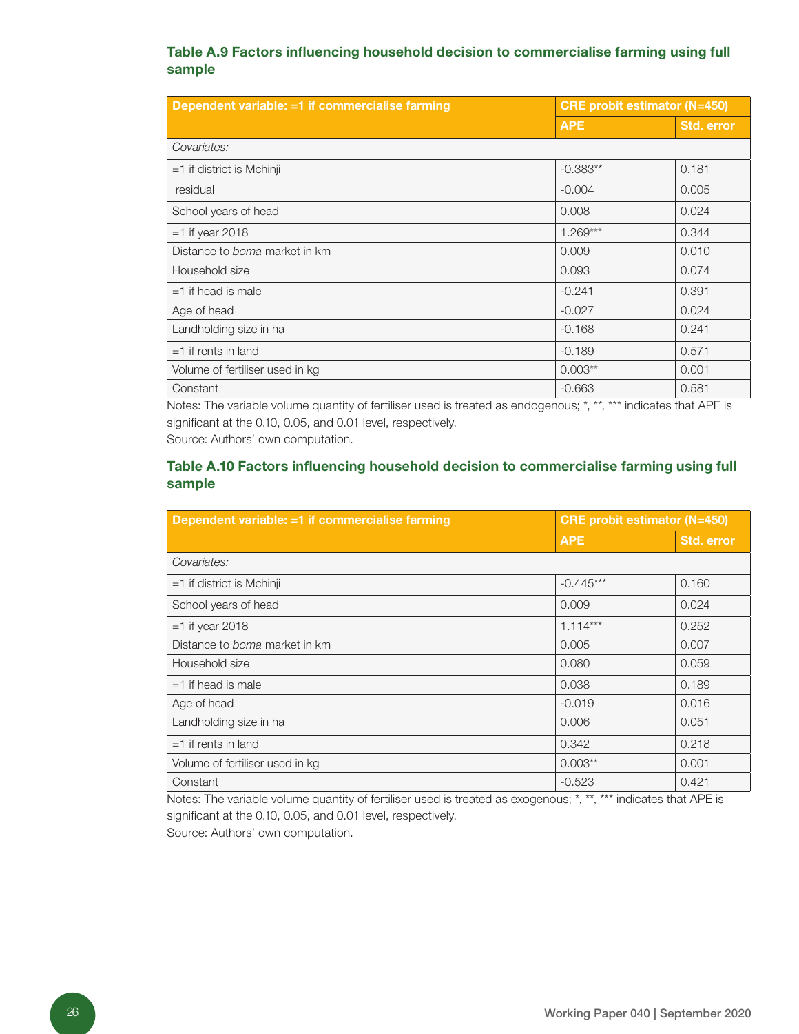### Table A.9 Factors influencing household decision to commercialise farming using full sample

| Dependent variable: =1 if commercialise farming | CRE probit estimator (N=450) | |
|---|---|---|
| | APE | Std. error |
| *Covariates:* | | |
| =1 if district is Mchinji | -0.383** | 0.181 |
| residual | -0.004 | 0.005 |
| School years of head | 0.008 | 0.024 |
| =1 if year 2018 | 1.269*** | 0.344 |
| Distance to *boma* market in km | 0.009 | 0.010 |
| Household size | 0.093 | 0.074 |
| =1 if head is male | -0.241 | 0.391 |
| Age of head | -0.027 | 0.024 |
| Landholding size in ha | -0.168 | 0.241 |
| =1 if rents in land | -0.189 | 0.571 |
| Volume of fertiliser used in kg | 0.003** | 0.001 |
| Constant | -0.663 | 0.581 |

Notes: The variable volume quantity of fertiliser used is treated as endogenous; *, **, *** indicates that APE is significant at the 0.10, 0.05, and 0.01 level, respectively.
Source: Authors' own computation.

### Table A.10 Factors influencing household decision to commercialise farming using full sample

| Dependent variable: =1 if commercialise farming | CRE probit estimator (N=450) | |
|---|---|---|
| | APE | Std. error |
| *Covariates:* | | |
| =1 if district is Mchinji | -0.445*** | 0.160 |
| School years of head | 0.009 | 0.024 |
| =1 if year 2018 | 1.114*** | 0.252 |
| Distance to *boma* market in km | 0.005 | 0.007 |
| Household size | 0.080 | 0.059 |
| =1 if head is male | 0.038 | 0.189 |
| Age of head | -0.019 | 0.016 |
| Landholding size in ha | 0.006 | 0.051 |
| =1 if rents in land | 0.342 | 0.218 |
| Volume of fertiliser used in kg | 0.003** | 0.001 |
| Constant | -0.523 | 0.421 |

Notes: The variable volume quantity of fertiliser used is treated as exogenous; *, **, *** indicates that APE is significant at the 0.10, 0.05, and 0.01 level, respectively.
Source: Authors' own computation.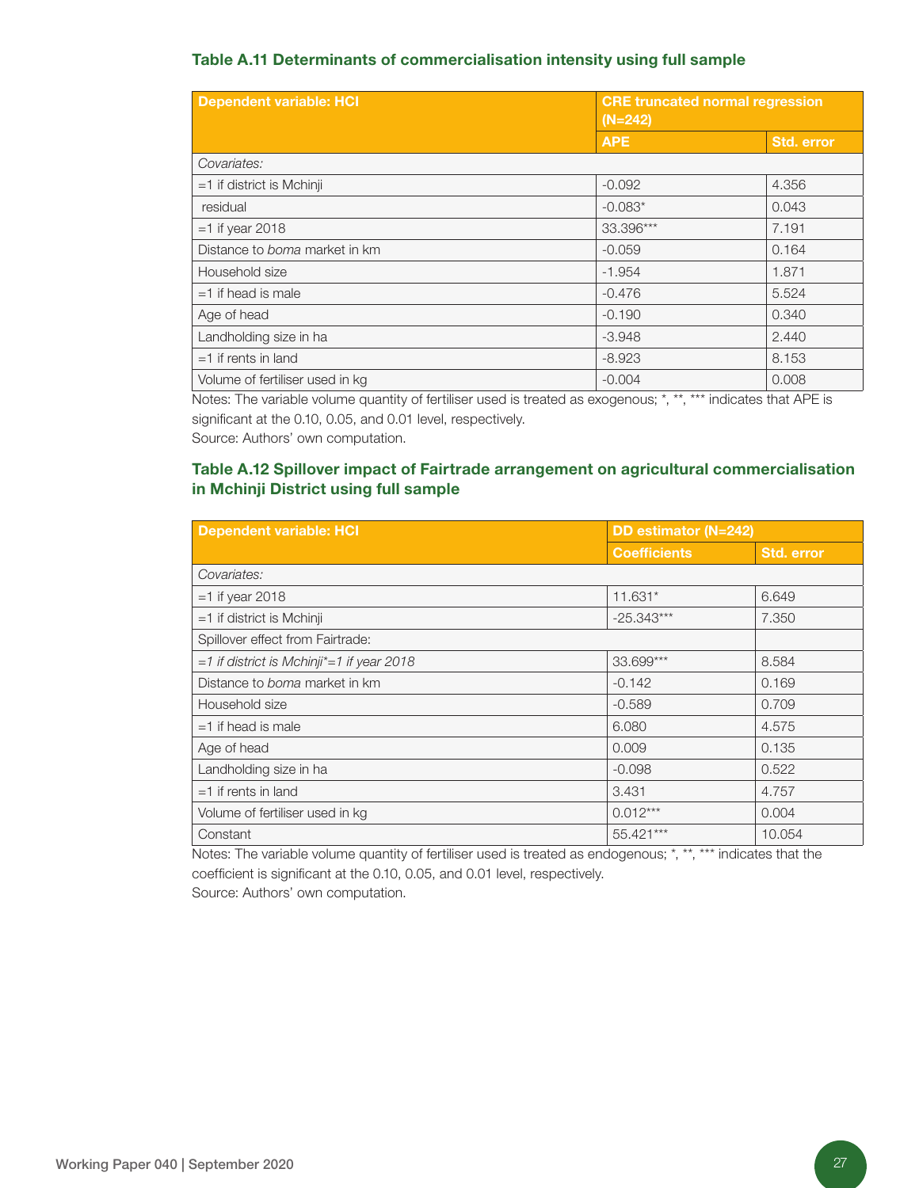### Table A.11 Determinants of commercialisation intensity using full sample

| Dependent variable: HCI | CRE truncated normal regression (N=242) | |
|---|---|---|
| | APE | Std. error |
| *Covariates:* | | |
| =1 if district is Mchinji | -0.092 | 4.356 |
| residual | -0.083* | 0.043 |
| =1 if year 2018 | 33.396*** | 7.191 |
| Distance to *boma* market in km | -0.059 | 0.164 |
| Household size | -1.954 | 1.871 |
| =1 if head is male | -0.476 | 5.524 |
| Age of head | -0.190 | 0.340 |
| Landholding size in ha | -3.948 | 2.440 |
| =1 if rents in land | -8.923 | 8.153 |
| Volume of fertiliser used in kg | -0.004 | 0.008 |

Notes: The variable volume quantity of fertiliser used is treated as exogenous; *, **, *** indicates that APE is significant at the 0.10, 0.05, and 0.01 level, respectively.
Source: Authors' own computation.

### Table A.12 Spillover impact of Fairtrade arrangement on agricultural commercialisation in Mchinji District using full sample

| Dependent variable: HCI | DD estimator (N=242) | |
|---|---|---|
| | Coefficients | Std. error |
| *Covariates:* | | |
| =1 if year 2018 | 11.631* | 6.649 |
| =1 if district is Mchinji | -25.343*** | 7.350 |
| Spillover effect from Fairtrade: | | |
| *=1 if district is Mchinji*=1 if year 2018* | 33.699*** | 8.584 |
| Distance to *boma* market in km | -0.142 | 0.169 |
| Household size | -0.589 | 0.709 |
| =1 if head is male | 6.080 | 4.575 |
| Age of head | 0.009 | 0.135 |
| Landholding size in ha | -0.098 | 0.522 |
| =1 if rents in land | 3.431 | 4.757 |
| Volume of fertiliser used in kg | 0.012*** | 0.004 |
| Constant | 55.421*** | 10.054 |

Notes: The variable volume quantity of fertiliser used is treated as endogenous; *, **, *** indicates that the coefficient is significant at the 0.10, 0.05, and 0.01 level, respectively.
Source: Authors' own computation.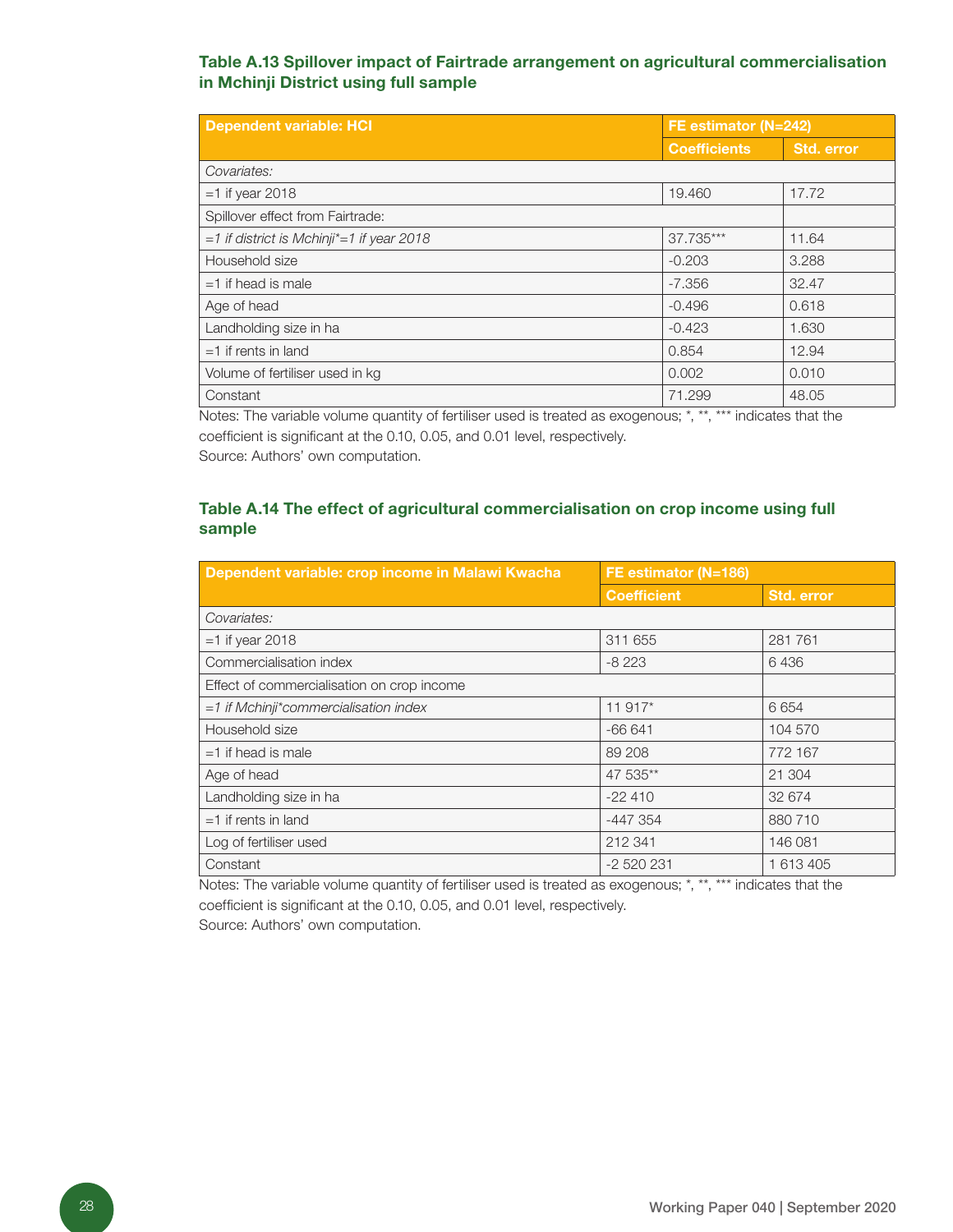### Table A.13 Spillover impact of Fairtrade arrangement on agricultural commercialisation in Mchinji District using full sample

| Dependent variable: HCI | FE estimator (N=242) | |
|---|---|---|
| | Coefficients | Std. error |
| *Covariates:* | | |
| =1 if year 2018 | 19.460 | 17.72 |
| Spillover effect from Fairtrade: | | |
| *=1 if district is Mchinji*=1 if year 2018* | 37.735*** | 11.64 |
| Household size | -0.203 | 3.288 |
| =1 if head is male | -7.356 | 32.47 |
| Age of head | -0.496 | 0.618 |
| Landholding size in ha | -0.423 | 1.630 |
| =1 if rents in land | 0.854 | 12.94 |
| Volume of fertiliser used in kg | 0.002 | 0.010 |
| Constant | 71.299 | 48.05 |

Notes: The variable volume quantity of fertiliser used is treated as exogenous; *, **, *** indicates that the coefficient is significant at the 0.10, 0.05, and 0.01 level, respectively.
Source: Authors' own computation.

### Table A.14 The effect of agricultural commercialisation on crop income using full sample

| Dependent variable: crop income in Malawi Kwacha | FE estimator (N=186) | |
|---|---|---|
| | Coefficient | Std. error |
| *Covariates:* | | |
| =1 if year 2018 | 311 655 | 281 761 |
| Commercialisation index | -8 223 | 6 436 |
| Effect of commercialisation on crop income | | |
| *=1 if Mchinji*commercialisation index* | 11 917* | 6 654 |
| Household size | -66 641 | 104 570 |
| =1 if head is male | 89 208 | 772 167 |
| Age of head | 47 535** | 21 304 |
| Landholding size in ha | -22 410 | 32 674 |
| =1 if rents in land | -447 354 | 880 710 |
| Log of fertiliser used | 212 341 | 146 081 |
| Constant | -2 520 231 | 1 613 405 |

Notes: The variable volume quantity of fertiliser used is treated as exogenous; *, **, *** indicates that the coefficient is significant at the 0.10, 0.05, and 0.01 level, respectively.
Source: Authors' own computation.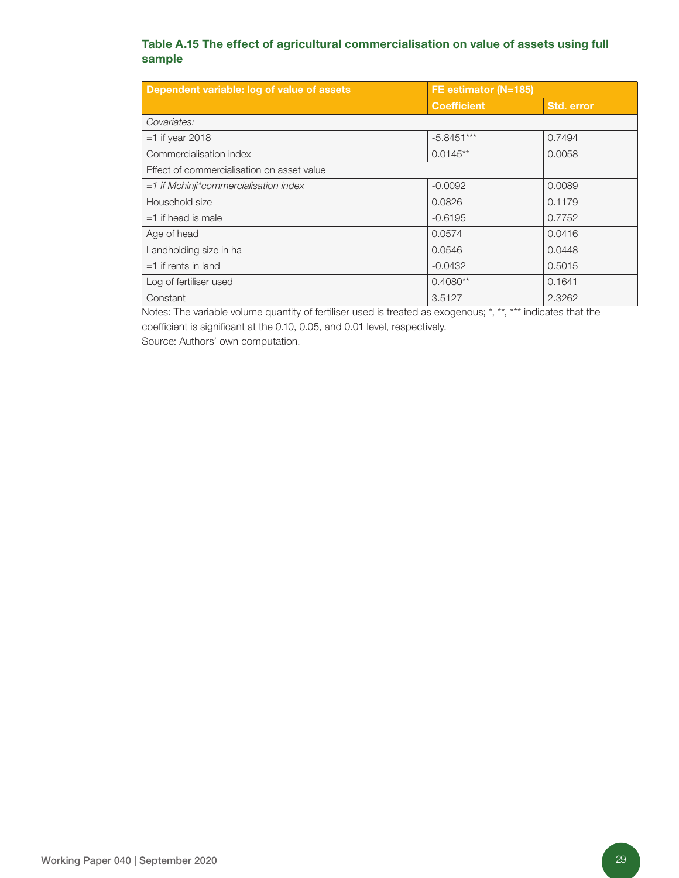### Table A.15 The effect of agricultural commercialisation on value of assets using full sample

| Dependent variable: log of value of assets | FE estimator (N=185) | |
|---|---|---|
| | Coefficient | Std. error |
| *Covariates:* | | |
| =1 if year 2018 | -5.8451*** | 0.7494 |
| Commercialisation index | 0.0145** | 0.0058 |
| Effect of commercialisation on asset value | | |
| *=1 if Mchinji*commercialisation index* | -0.0092 | 0.0089 |
| Household size | 0.0826 | 0.1179 |
| =1 if head is male | -0.6195 | 0.7752 |
| Age of head | 0.0574 | 0.0416 |
| Landholding size in ha | 0.0546 | 0.0448 |
| =1 if rents in land | -0.0432 | 0.5015 |
| Log of fertiliser used | 0.4080** | 0.1641 |
| Constant | 3.5127 | 2.3262 |

Notes: The variable volume quantity of fertiliser used is treated as exogenous; *, **, *** indicates that the coefficient is significant at the 0.10, 0.05, and 0.01 level, respectively.

Source: Authors' own computation.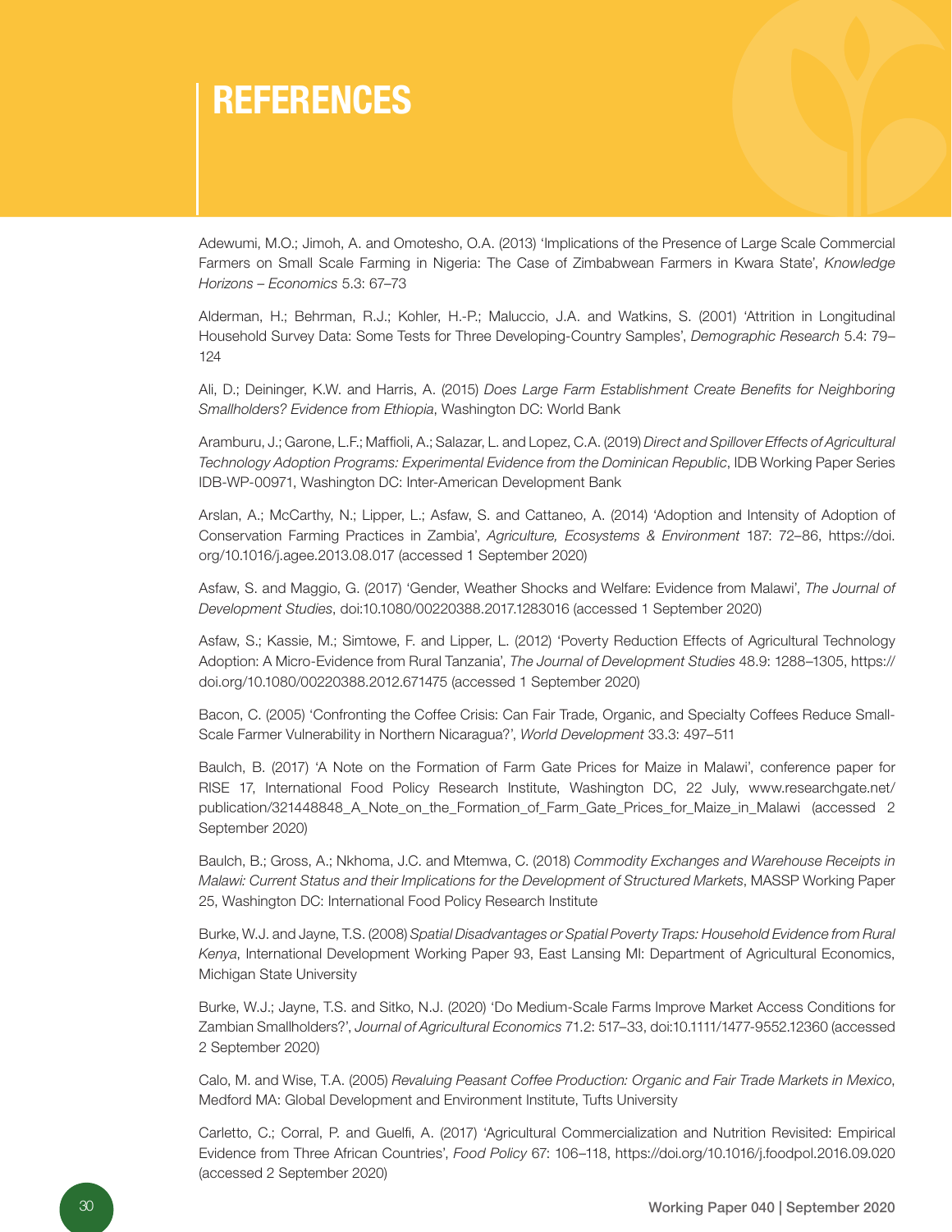# REFERENCES

Adewumi, M.O.; Jimoh, A. and Omotesho, O.A. (2013) 'Implications of the Presence of Large Scale Commercial Farmers on Small Scale Farming in Nigeria: The Case of Zimbabwean Farmers in Kwara State', *Knowledge Horizons – Economics* 5.3: 67–73

Alderman, H.; Behrman, R.J.; Kohler, H.-P.; Maluccio, J.A. and Watkins, S. (2001) 'Attrition in Longitudinal Household Survey Data: Some Tests for Three Developing-Country Samples', *Demographic Research* 5.4: 79–124

Ali, D.; Deininger, K.W. and Harris, A. (2015) *Does Large Farm Establishment Create Benefits for Neighboring Smallholders? Evidence from Ethiopia*, Washington DC: World Bank

Aramburu, J.; Garone, L.F.; Maffioli, A.; Salazar, L. and Lopez, C.A. (2019) *Direct and Spillover Effects of Agricultural Technology Adoption Programs: Experimental Evidence from the Dominican Republic*, IDB Working Paper Series IDB-WP-00971, Washington DC: Inter-American Development Bank

Arslan, A.; McCarthy, N.; Lipper, L.; Asfaw, S. and Cattaneo, A. (2014) 'Adoption and Intensity of Adoption of Conservation Farming Practices in Zambia', *Agriculture, Ecosystems & Environment* 187: 72–86, https://doi.org/10.1016/j.agee.2013.08.017 (accessed 1 September 2020)

Asfaw, S. and Maggio, G. (2017) 'Gender, Weather Shocks and Welfare: Evidence from Malawi', *The Journal of Development Studies*, doi:10.1080/00220388.2017.1283016 (accessed 1 September 2020)

Asfaw, S.; Kassie, M.; Simtowe, F. and Lipper, L. (2012) 'Poverty Reduction Effects of Agricultural Technology Adoption: A Micro-Evidence from Rural Tanzania', *The Journal of Development Studies* 48.9: 1288–1305, https://doi.org/10.1080/00220388.2012.671475 (accessed 1 September 2020)

Bacon, C. (2005) 'Confronting the Coffee Crisis: Can Fair Trade, Organic, and Specialty Coffees Reduce Small-Scale Farmer Vulnerability in Northern Nicaragua?', *World Development* 33.3: 497–511

Baulch, B. (2017) 'A Note on the Formation of Farm Gate Prices for Maize in Malawi', conference paper for RISE 17, International Food Policy Research Institute, Washington DC, 22 July, www.researchgate.net/publication/321448848_A_Note_on_the_Formation_of_Farm_Gate_Prices_for_Maize_in_Malawi (accessed 2 September 2020)

Baulch, B.; Gross, A.; Nkhoma, J.C. and Mtemwa, C. (2018) *Commodity Exchanges and Warehouse Receipts in Malawi: Current Status and their Implications for the Development of Structured Markets*, MASSP Working Paper 25, Washington DC: International Food Policy Research Institute

Burke, W.J. and Jayne, T.S. (2008) *Spatial Disadvantages or Spatial Poverty Traps: Household Evidence from Rural Kenya*, International Development Working Paper 93, East Lansing MI: Department of Agricultural Economics, Michigan State University

Burke, W.J.; Jayne, T.S. and Sitko, N.J. (2020) 'Do Medium-Scale Farms Improve Market Access Conditions for Zambian Smallholders?', *Journal of Agricultural Economics* 71.2: 517–33, doi:10.1111/1477-9552.12360 (accessed 2 September 2020)

Calo, M. and Wise, T.A. (2005) *Revaluing Peasant Coffee Production: Organic and Fair Trade Markets in Mexico*, Medford MA: Global Development and Environment Institute, Tufts University

Carletto, C.; Corral, P. and Guelfi, A. (2017) 'Agricultural Commercialization and Nutrition Revisited: Empirical Evidence from Three African Countries', *Food Policy* 67: 106–118, https://doi.org/10.1016/j.foodpol.2016.09.020 (accessed 2 September 2020)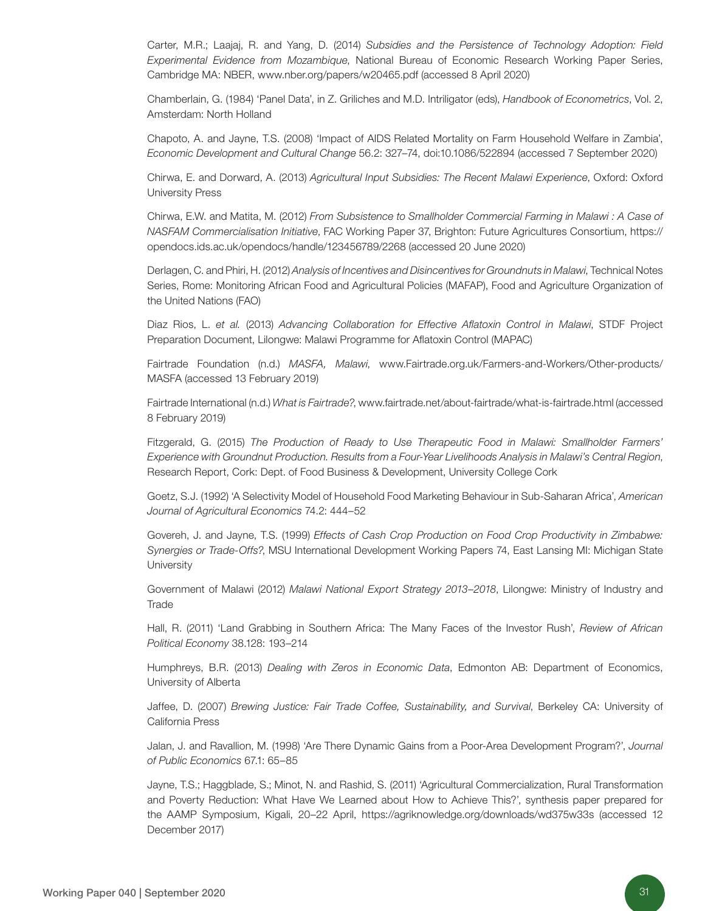Carter, M.R.; Laajaj, R. and Yang, D. (2014) *Subsidies and the Persistence of Technology Adoption: Field Experimental Evidence from Mozambique*, National Bureau of Economic Research Working Paper Series, Cambridge MA: NBER, www.nber.org/papers/w20465.pdf (accessed 8 April 2020)

Chamberlain, G. (1984) 'Panel Data', in Z. Griliches and M.D. Intriligator (eds), *Handbook of Econometrics*, Vol. 2, Amsterdam: North Holland

Chapoto, A. and Jayne, T.S. (2008) 'Impact of AIDS Related Mortality on Farm Household Welfare in Zambia', *Economic Development and Cultural Change* 56.2: 327–74, doi:10.1086/522894 (accessed 7 September 2020)

Chirwa, E. and Dorward, A. (2013) *Agricultural Input Subsidies: The Recent Malawi Experience*, Oxford: Oxford University Press

Chirwa, E.W. and Matita, M. (2012) *From Subsistence to Smallholder Commercial Farming in Malawi : A Case of NASFAM Commercialisation Initiative*, FAC Working Paper 37, Brighton: Future Agricultures Consortium, https://opendocs.ids.ac.uk/opendocs/handle/123456789/2268 (accessed 20 June 2020)

Derlagen, C. and Phiri, H. (2012) *Analysis of Incentives and Disincentives for Groundnuts in Malawi*, Technical Notes Series, Rome: Monitoring African Food and Agricultural Policies (MAFAP), Food and Agriculture Organization of the United Nations (FAO)

Diaz Rios, L. *et al.* (2013) *Advancing Collaboration for Effective Aflatoxin Control in Malawi*, STDF Project Preparation Document, Lilongwe: Malawi Programme for Aflatoxin Control (MAPAC)

Fairtrade Foundation (n.d.) *MASFA, Malawi*, www.Fairtrade.org.uk/Farmers-and-Workers/Other-products/MASFA (accessed 13 February 2019)

Fairtrade International (n.d.) *What is Fairtrade?*, www.fairtrade.net/about-fairtrade/what-is-fairtrade.html (accessed 8 February 2019)

Fitzgerald, G. (2015) *The Production of Ready to Use Therapeutic Food in Malawi: Smallholder Farmers' Experience with Groundnut Production. Results from a Four-Year Livelihoods Analysis in Malawi's Central Region*, Research Report, Cork: Dept. of Food Business & Development, University College Cork

Goetz, S.J. (1992) 'A Selectivity Model of Household Food Marketing Behaviour in Sub-Saharan Africa', *American Journal of Agricultural Economics* 74.2: 444–52

Govereh, J. and Jayne, T.S. (1999) *Effects of Cash Crop Production on Food Crop Productivity in Zimbabwe: Synergies or Trade-Offs?*, MSU International Development Working Papers 74, East Lansing MI: Michigan State University

Government of Malawi (2012) *Malawi National Export Strategy 2013–2018*, Lilongwe: Ministry of Industry and Trade

Hall, R. (2011) 'Land Grabbing in Southern Africa: The Many Faces of the Investor Rush', *Review of African Political Economy* 38.128: 193–214

Humphreys, B.R. (2013) *Dealing with Zeros in Economic Data*, Edmonton AB: Department of Economics, University of Alberta

Jaffee, D. (2007) *Brewing Justice: Fair Trade Coffee, Sustainability, and Survival*, Berkeley CA: University of California Press

Jalan, J. and Ravallion, M. (1998) 'Are There Dynamic Gains from a Poor-Area Development Program?', *Journal of Public Economics* 67.1: 65–85

Jayne, T.S.; Haggblade, S.; Minot, N. and Rashid, S. (2011) 'Agricultural Commercialization, Rural Transformation and Poverty Reduction: What Have We Learned about How to Achieve This?', synthesis paper prepared for the AAMP Symposium, Kigali, 20–22 April, https://agriknowledge.org/downloads/wd375w33s (accessed 12 December 2017)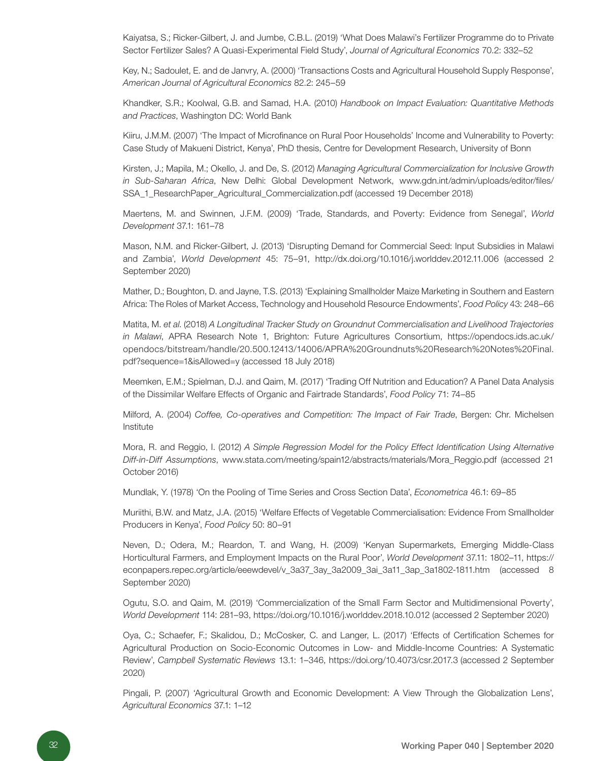Kaiyatsa, S.; Ricker-Gilbert, J. and Jumbe, C.B.L. (2019) 'What Does Malawi's Fertilizer Programme do to Private Sector Fertilizer Sales? A Quasi-Experimental Field Study', *Journal of Agricultural Economics* 70.2: 332–52

Key, N.; Sadoulet, E. and de Janvry, A. (2000) 'Transactions Costs and Agricultural Household Supply Response', *American Journal of Agricultural Economics* 82.2: 245–59

Khandker, S.R.; Koolwal, G.B. and Samad, H.A. (2010) *Handbook on Impact Evaluation: Quantitative Methods and Practices*, Washington DC: World Bank

Kiiru, J.M.M. (2007) 'The Impact of Microfinance on Rural Poor Households' Income and Vulnerability to Poverty: Case Study of Makueni District, Kenya', PhD thesis, Centre for Development Research, University of Bonn

Kirsten, J.; Mapila, M.; Okello, J. and De, S. (2012) *Managing Agricultural Commercialization for Inclusive Growth in Sub-Saharan Africa*, New Delhi: Global Development Network, www.gdn.int/admin/uploads/editor/files/SSA_1_ResearchPaper_Agricultural_Commercialization.pdf (accessed 19 December 2018)

Maertens, M. and Swinnen, J.F.M. (2009) 'Trade, Standards, and Poverty: Evidence from Senegal', *World Development* 37.1: 161–78

Mason, N.M. and Ricker-Gilbert, J. (2013) 'Disrupting Demand for Commercial Seed: Input Subsidies in Malawi and Zambia', *World Development* 45: 75–91, http://dx.doi.org/10.1016/j.worlddev.2012.11.006 (accessed 2 September 2020)

Mather, D.; Boughton, D. and Jayne, T.S. (2013) 'Explaining Smallholder Maize Marketing in Southern and Eastern Africa: The Roles of Market Access, Technology and Household Resource Endowments', *Food Policy* 43: 248–66

Matita, M. *et al.* (2018) *A Longitudinal Tracker Study on Groundnut Commercialisation and Livelihood Trajectories in Malawi*, APRA Research Note 1, Brighton: Future Agricultures Consortium, https://opendocs.ids.ac.uk/opendocs/bitstream/handle/20.500.12413/14006/APRA%20Groundnuts%20Research%20Notes%20Final.pdf?sequence=1&isAllowed=y (accessed 18 July 2018)

Meemken, E.M.; Spielman, D.J. and Qaim, M. (2017) 'Trading Off Nutrition and Education? A Panel Data Analysis of the Dissimilar Welfare Effects of Organic and Fairtrade Standards', *Food Policy* 71: 74–85

Milford, A. (2004) *Coffee, Co-operatives and Competition: The Impact of Fair Trade*, Bergen: Chr. Michelsen Institute

Mora, R. and Reggio, I. (2012) *A Simple Regression Model for the Policy Effect Identification Using Alternative Diff-in-Diff Assumptions*, www.stata.com/meeting/spain12/abstracts/materials/Mora_Reggio.pdf (accessed 21 October 2016)

Mundlak, Y. (1978) 'On the Pooling of Time Series and Cross Section Data', *Econometrica* 46.1: 69–85

Muriithi, B.W. and Matz, J.A. (2015) 'Welfare Effects of Vegetable Commercialisation: Evidence From Smallholder Producers in Kenya', *Food Policy* 50: 80–91

Neven, D.; Odera, M.; Reardon, T. and Wang, H. (2009) 'Kenyan Supermarkets, Emerging Middle-Class Horticultural Farmers, and Employment Impacts on the Rural Poor', *World Development* 37.11: 1802–11, https://econpapers.repec.org/article/eeewdevel/v_3a37_3ay_3a2009_3ai_3a11_3ap_3a1802-1811.htm (accessed 8 September 2020)

Ogutu, S.O. and Qaim, M. (2019) 'Commercialization of the Small Farm Sector and Multidimensional Poverty', *World Development* 114: 281–93, https://doi.org/10.1016/j.worlddev.2018.10.012 (accessed 2 September 2020)

Oya, C.; Schaefer, F.; Skalidou, D.; McCosker, C. and Langer, L. (2017) 'Effects of Certification Schemes for Agricultural Production on Socio-Economic Outcomes in Low- and Middle-Income Countries: A Systematic Review', *Campbell Systematic Reviews* 13.1: 1–346, https://doi.org/10.4073/csr.2017.3 (accessed 2 September 2020)

Pingali, P. (2007) 'Agricultural Growth and Economic Development: A View Through the Globalization Lens', *Agricultural Economics* 37.1: 1–12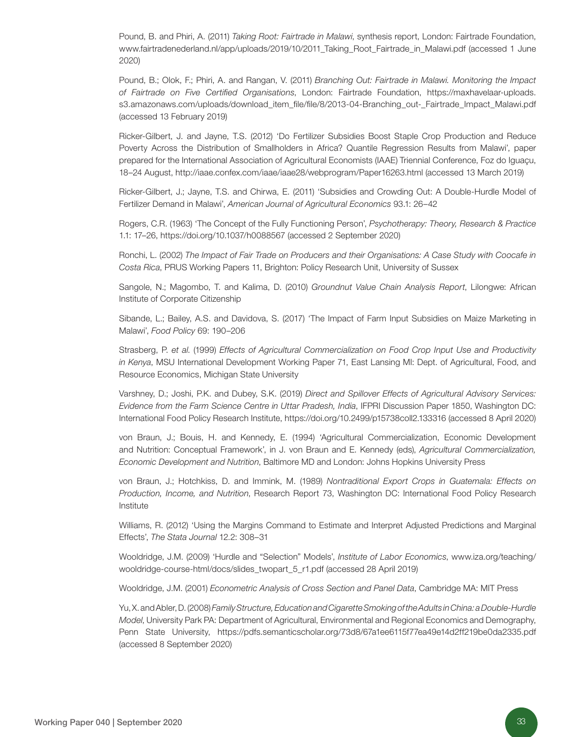Pound, B. and Phiri, A. (2011) *Taking Root: Fairtrade in Malawi*, synthesis report, London: Fairtrade Foundation, www.fairtradenederland.nl/app/uploads/2019/10/2011_Taking_Root_Fairtrade_in_Malawi.pdf (accessed 1 June 2020)

Pound, B.; Olok, F.; Phiri, A. and Rangan, V. (2011) *Branching Out: Fairtrade in Malawi. Monitoring the Impact of Fairtrade on Five Certified Organisations*, London: Fairtrade Foundation, https://maxhavelaar-uploads.s3.amazonaws.com/uploads/download_item_file/file/8/2013-04-Branching_out-_Fairtrade_Impact_Malawi.pdf (accessed 13 February 2019)

Ricker-Gilbert, J. and Jayne, T.S. (2012) 'Do Fertilizer Subsidies Boost Staple Crop Production and Reduce Poverty Across the Distribution of Smallholders in Africa? Quantile Regression Results from Malawi', paper prepared for the International Association of Agricultural Economists (IAAE) Triennial Conference, Foz do Iguaçu, 18–24 August, http://iaae.confex.com/iaae/iaae28/webprogram/Paper16263.html (accessed 13 March 2019)

Ricker-Gilbert, J.; Jayne, T.S. and Chirwa, E. (2011) 'Subsidies and Crowding Out: A Double-Hurdle Model of Fertilizer Demand in Malawi', *American Journal of Agricultural Economics* 93.1: 26–42

Rogers, C.R. (1963) 'The Concept of the Fully Functioning Person', *Psychotherapy: Theory, Research & Practice* 1.1: 17–26, https://doi.org/10.1037/h0088567 (accessed 2 September 2020)

Ronchi, L. (2002) *The Impact of Fair Trade on Producers and their Organisations: A Case Study with Coocafe in Costa Rica*, PRUS Working Papers 11, Brighton: Policy Research Unit, University of Sussex

Sangole, N.; Magombo, T. and Kalima, D. (2010) *Groundnut Value Chain Analysis Report*, Lilongwe: African Institute of Corporate Citizenship

Sibande, L.; Bailey, A.S. and Davidova, S. (2017) 'The Impact of Farm Input Subsidies on Maize Marketing in Malawi', *Food Policy* 69: 190–206

Strasberg, P. *et al*. (1999) *Effects of Agricultural Commercialization on Food Crop Input Use and Productivity in Kenya*, MSU International Development Working Paper 71, East Lansing MI: Dept. of Agricultural, Food, and Resource Economics, Michigan State University

Varshney, D.; Joshi, P.K. and Dubey, S.K. (2019) *Direct and Spillover Effects of Agricultural Advisory Services: Evidence from the Farm Science Centre in Uttar Pradesh, India*, IFPRI Discussion Paper 1850, Washington DC: International Food Policy Research Institute, https://doi.org/10.2499/p15738coll2.133316 (accessed 8 April 2020)

von Braun, J.; Bouis, H. and Kennedy, E. (1994) 'Agricultural Commercialization, Economic Development and Nutrition: Conceptual Framework', in J. von Braun and E. Kennedy (eds), *Agricultural Commercialization, Economic Development and Nutrition*, Baltimore MD and London: Johns Hopkins University Press

von Braun, J.; Hotchkiss, D. and Immink, M. (1989) *Nontraditional Export Crops in Guatemala: Effects on Production, Income, and Nutrition*, Research Report 73, Washington DC: International Food Policy Research Institute

Williams, R. (2012) 'Using the Margins Command to Estimate and Interpret Adjusted Predictions and Marginal Effects', *The Stata Journal* 12.2: 308–31

Wooldridge, J.M. (2009) 'Hurdle and "Selection" Models', *Institute of Labor Economics*, www.iza.org/teaching/wooldridge-course-html/docs/slides_twopart_5_r1.pdf (accessed 28 April 2019)

Wooldridge, J.M. (2001) *Econometric Analysis of Cross Section and Panel Data*, Cambridge MA: MIT Press

Yu, X. and Abler, D. (2008) *Family Structure, Education and Cigarette Smoking of the Adults in China: a Double-Hurdle Model*, University Park PA: Department of Agricultural, Environmental and Regional Economics and Demography, Penn State University, https://pdfs.semanticscholar.org/73d8/67a1ee6115f77ea49e14d2ff219be0da2335.pdf (accessed 8 September 2020)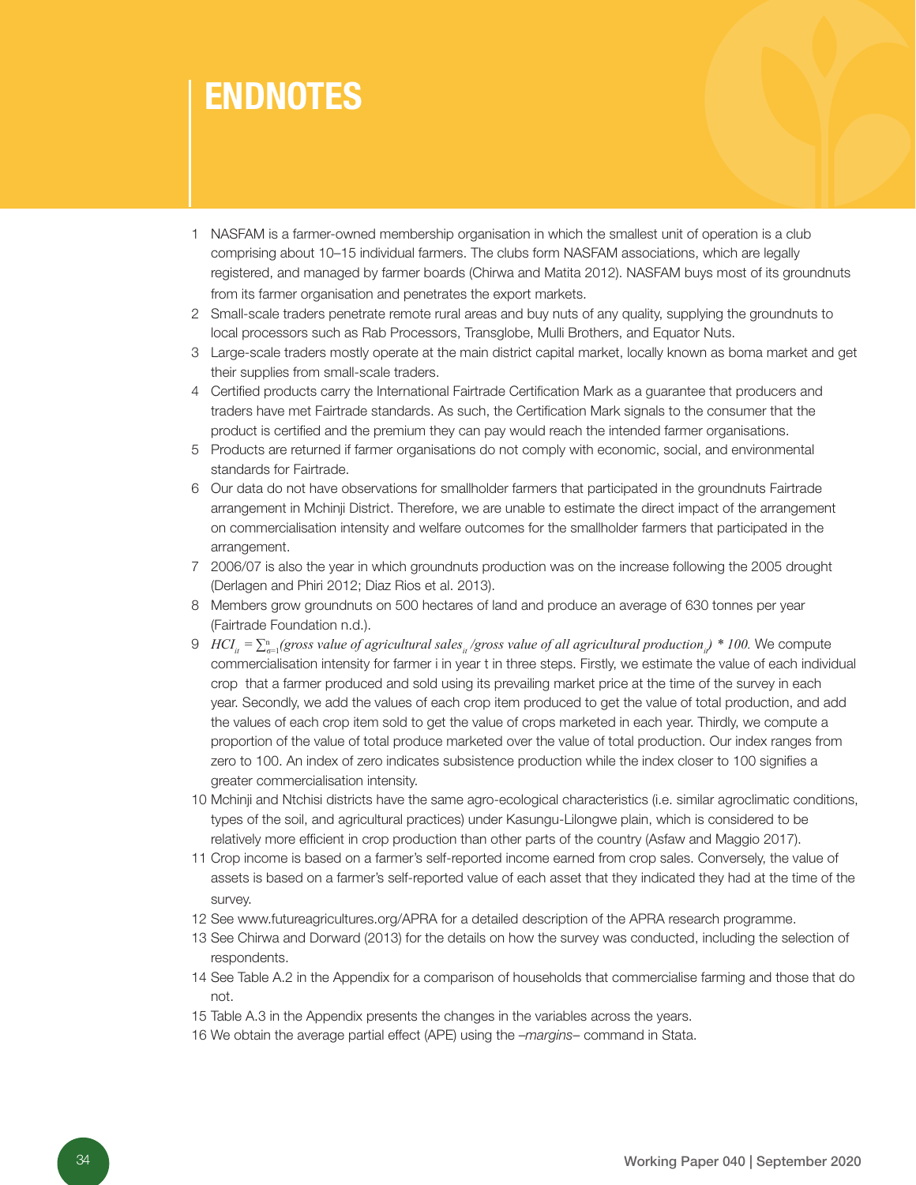# ENDNOTES

1 NASFAM is a farmer-owned membership organisation in which the smallest unit of operation is a club comprising about 10–15 individual farmers. The clubs form NASFAM associations, which are legally registered, and managed by farmer boards (Chirwa and Matita 2012). NASFAM buys most of its groundnuts from its farmer organisation and penetrates the export markets.

2 Small-scale traders penetrate remote rural areas and buy nuts of any quality, supplying the groundnuts to local processors such as Rab Processors, Transglobe, Mulli Brothers, and Equator Nuts.

3 Large-scale traders mostly operate at the main district capital market, locally known as boma market and get their supplies from small-scale traders.

4 Certified products carry the International Fairtrade Certification Mark as a guarantee that producers and traders have met Fairtrade standards. As such, the Certification Mark signals to the consumer that the product is certified and the premium they can pay would reach the intended farmer organisations.

5 Products are returned if farmer organisations do not comply with economic, social, and environmental standards for Fairtrade.

6 Our data do not have observations for smallholder farmers that participated in the groundnuts Fairtrade arrangement in Mchinji District. Therefore, we are unable to estimate the direct impact of the arrangement on commercialisation intensity and welfare outcomes for the smallholder farmers that participated in the arrangement.

7 2006/07 is also the year in which groundnuts production was on the increase following the 2005 drought (Derlagen and Phiri 2012; Diaz Rios et al. 2013).

8 Members grow groundnuts on 500 hectares of land and produce an average of 630 tonnes per year (Fairtrade Foundation n.d.).

9 $HCI_{it} = \sum_{\sigma=1}^{n}(\textit{gross value of agricultural sales}_{it} / \textit{gross value of all agricultural production}_{it}) * 100.$ We compute commercialisation intensity for farmer i in year t in three steps. Firstly, we estimate the value of each individual crop that a farmer produced and sold using its prevailing market price at the time of the survey in each year. Secondly, we add the values of each crop item produced to get the value of total production, and add the values of each crop item sold to get the value of crops marketed in each year. Thirdly, we compute a proportion of the value of total produce marketed over the value of total production. Our index ranges from zero to 100. An index of zero indicates subsistence production while the index closer to 100 signifies a greater commercialisation intensity.

10 Mchinji and Ntchisi districts have the same agro-ecological characteristics (i.e. similar agroclimatic conditions, types of the soil, and agricultural practices) under Kasungu-Lilongwe plain, which is considered to be relatively more efficient in crop production than other parts of the country (Asfaw and Maggio 2017).

11 Crop income is based on a farmer's self-reported income earned from crop sales. Conversely, the value of assets is based on a farmer's self-reported value of each asset that they indicated they had at the time of the survey.

12 See www.futureagricultures.org/APRA for a detailed description of the APRA research programme.

13 See Chirwa and Dorward (2013) for the details on how the survey was conducted, including the selection of respondents.

14 See Table A.2 in the Appendix for a comparison of households that commercialise farming and those that do not.

15 Table A.3 in the Appendix presents the changes in the variables across the years.

16 We obtain the average partial effect (APE) using the –*margins*– command in Stata.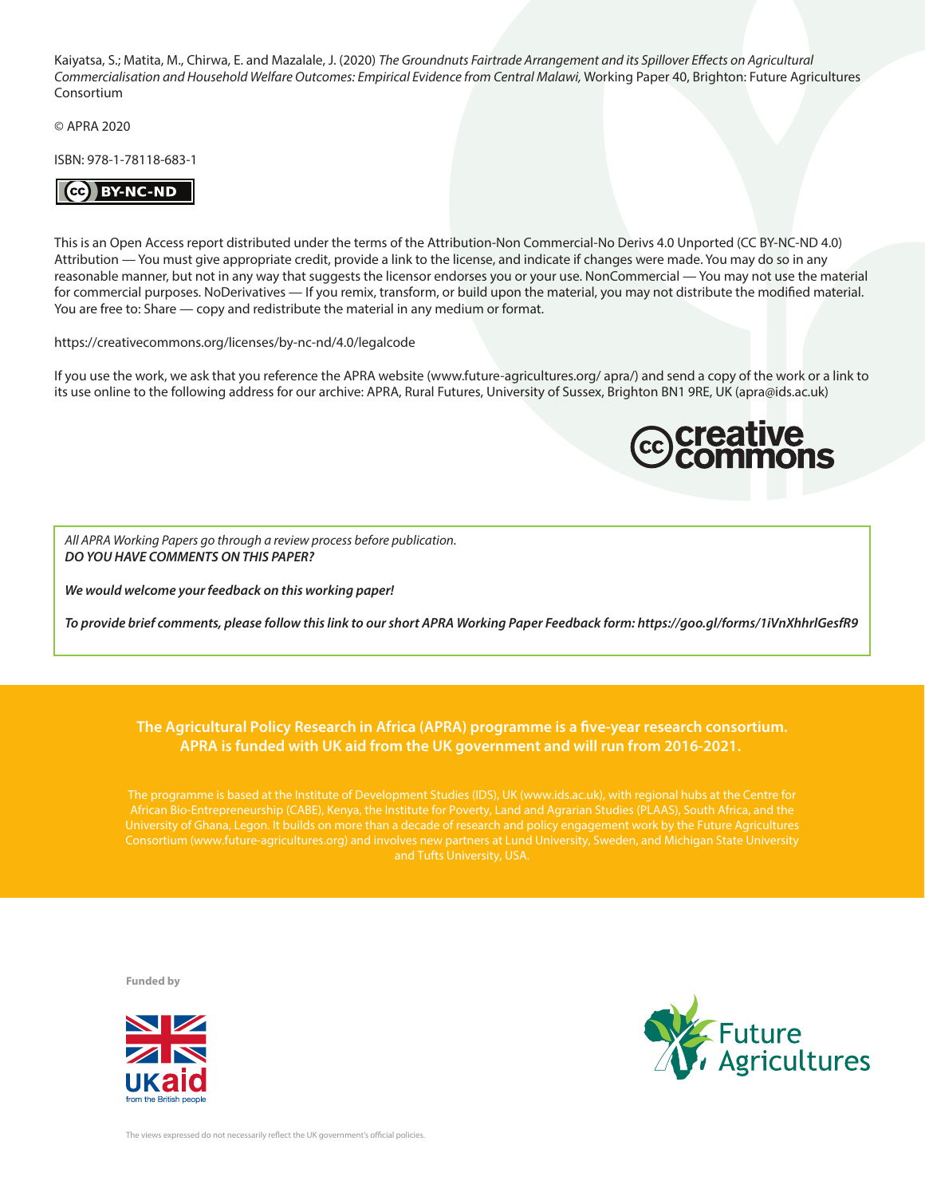Kaiyatsa, S.; Matita, M., Chirwa, E. and Mazalale, J. (2020) *The Groundnuts Fairtrade Arrangement and its Spillover Effects on Agricultural Commercialisation and Household Welfare Outcomes: Empirical Evidence from Central Malawi,* Working Paper 40, Brighton: Future Agricultures Consortium

© APRA 2020

ISBN: 978-1-78118-683-1

This is an Open Access report distributed under the terms of the Attribution-Non Commercial-No Derivs 4.0 Unported (CC BY-NC-ND 4.0) Attribution — You must give appropriate credit, provide a link to the license, and indicate if changes were made. You may do so in any reasonable manner, but not in any way that suggests the licensor endorses you or your use. NonCommercial — You may not use the material for commercial purposes. NoDerivatives — If you remix, transform, or build upon the material, you may not distribute the modified material. You are free to: Share — copy and redistribute the material in any medium or format.

https://creativecommons.org/licenses/by-nc-nd/4.0/legalcode

If you use the work, we ask that you reference the APRA website (www.future-agricultures.org/ apra/) and send a copy of the work or a link to its use online to the following address for our archive: APRA, Rural Futures, University of Sussex, Brighton BN1 9RE, UK (apra@ids.ac.uk)

*All APRA Working Papers go through a review process before publication.*
***DO YOU HAVE COMMENTS ON THIS PAPER?***

***We would welcome your feedback on this working paper!***

***To provide brief comments, please follow this link to our short APRA Working Paper Feedback form: https://goo.gl/forms/1iVnXhhrlGesfR9***

**The Agricultural Policy Research in Africa (APRA) programme is a five-year research consortium. APRA is funded with UK aid from the UK government and will run from 2016-2021.**

The programme is based at the Institute of Development Studies (IDS), UK (www.ids.ac.uk), with regional hubs at the Centre for African Bio-Entrepreneurship (CABE), Kenya, the Institute for Poverty, Land and Agrarian Studies (PLAAS), South Africa, and the University of Ghana, Legon. It builds on more than a decade of research and policy engagement work by the Future Agricultures Consortium (www.future-agricultures.org) and involves new partners at Lund University, Sweden, and Michigan State University and Tufts University, USA.

Funded by

The views expressed do not necessarily reflect the UK government's official policies.